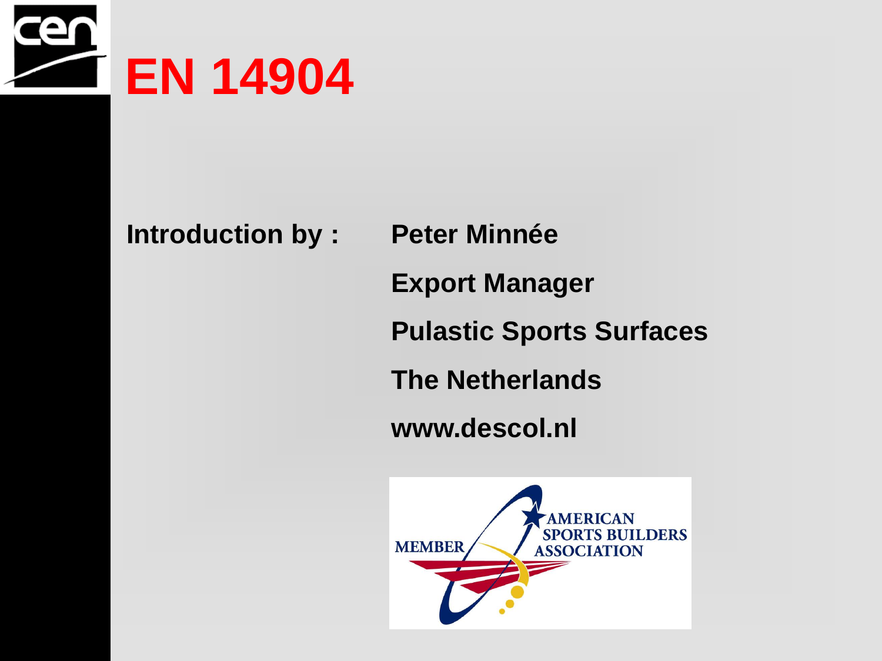# EN 14904

**Introduction by :** **Peter Minnée**

**Export Manager**

**Pulastic Sports Surfaces**

**The Netherlands**

**www.descol.nl**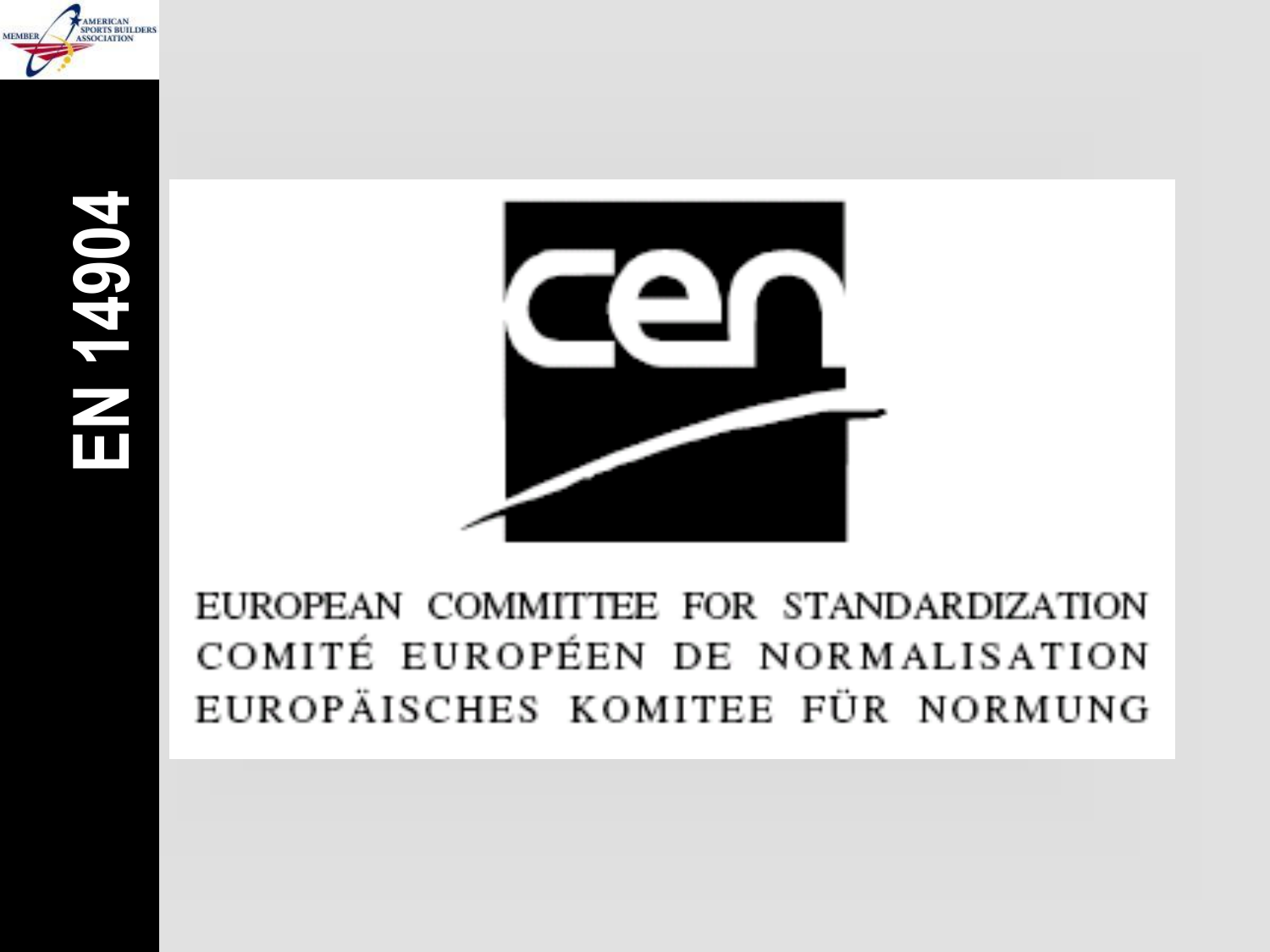# EN 14904

EUROPEAN COMMITTEE FOR STANDARDIZATION
COMITÉ EUROPÉEN DE NORMALISATION
EUROPÄISCHES KOMITEE FÜR NORMUNG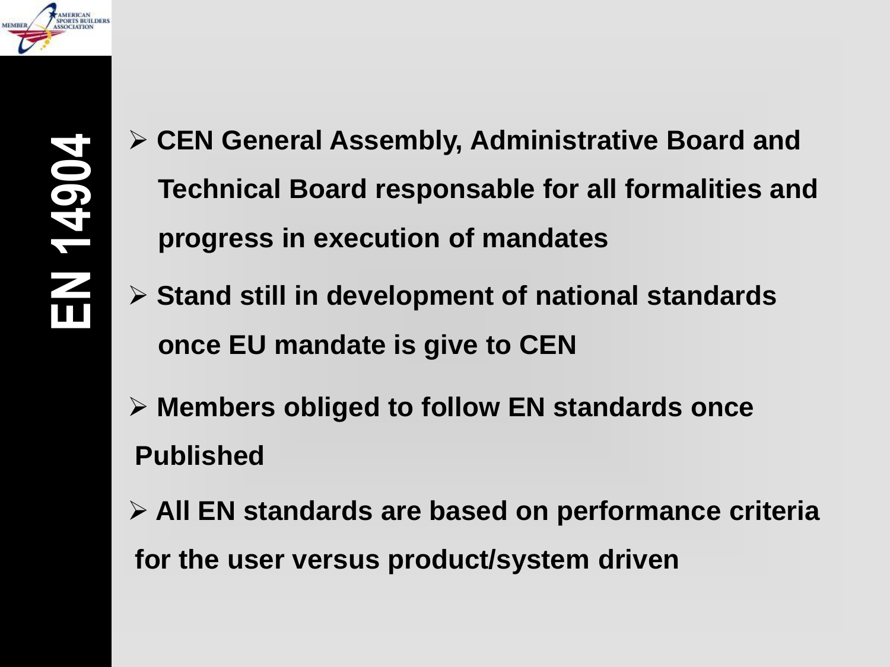# EN 14904

- **CEN General Assembly, Administrative Board and Technical Board responsable for all formalities and progress in execution of mandates**
- **Stand still in development of national standards once EU mandate is give to CEN**
- **Members obliged to follow EN standards once Published**
- **All EN standards are based on performance criteria for the user versus product/system driven**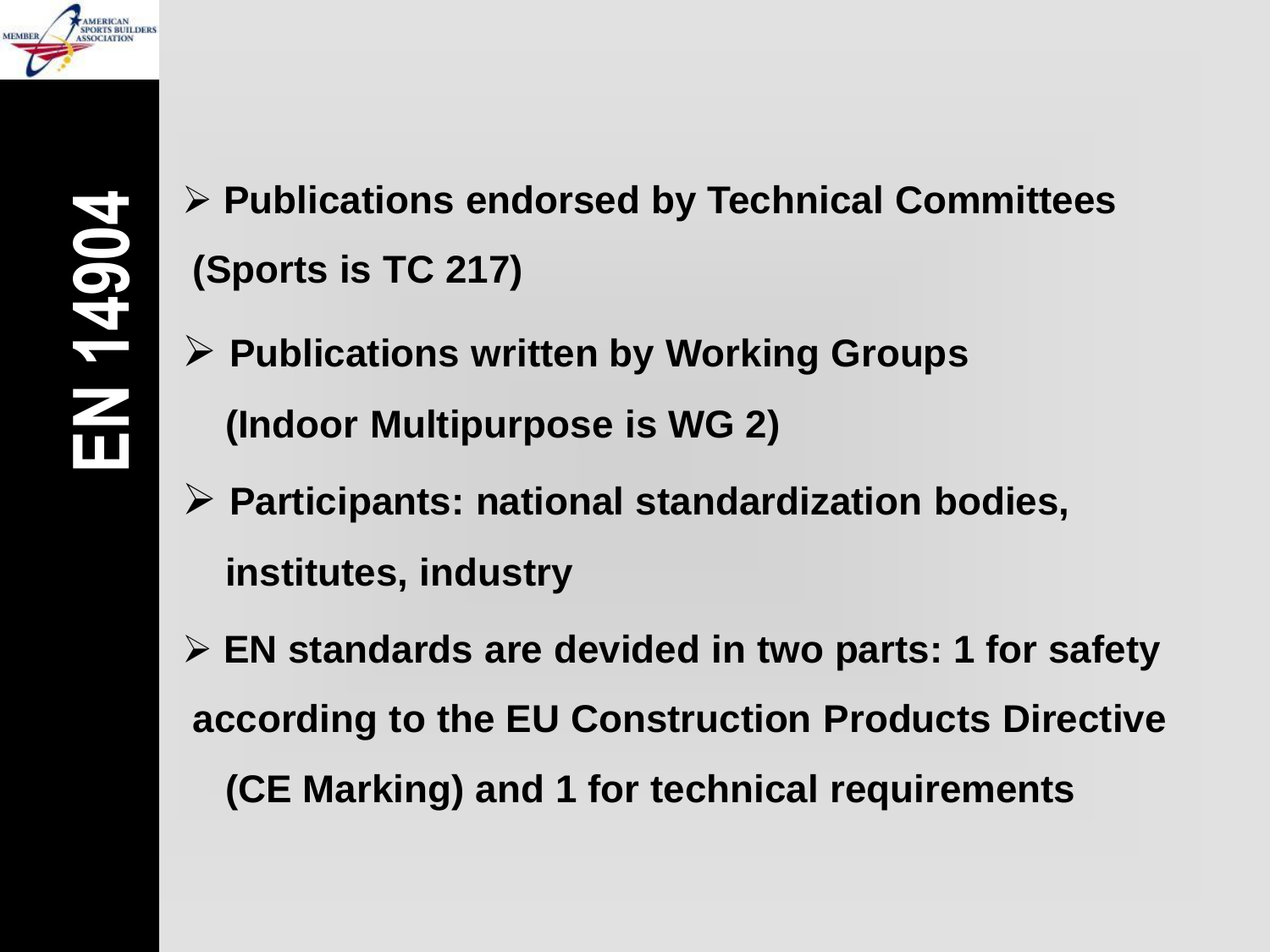# EN 14904

- **Publications endorsed by Technical Committees (Sports is TC 217)**
- **Publications written by Working Groups (Indoor Multipurpose is WG 2)**
- **Participants: national standardization bodies, institutes, industry**
- **EN standards are devided in two parts: 1 for safety according to the EU Construction Products Directive (CE Marking) and 1 for technical requirements**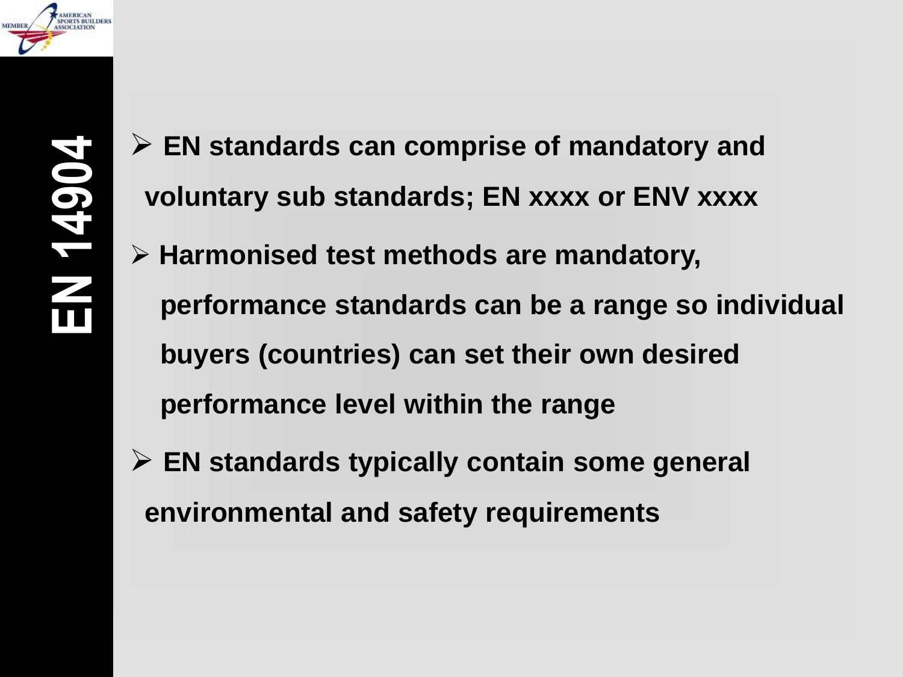## EN 14904

- **EN standards can comprise of mandatory and voluntary sub standards; EN xxxx or ENV xxxx**
- **Harmonised test methods are mandatory, performance standards can be a range so individual buyers (countries) can set their own desired performance level within the range**
- **EN standards typically contain some general environmental and safety requirements**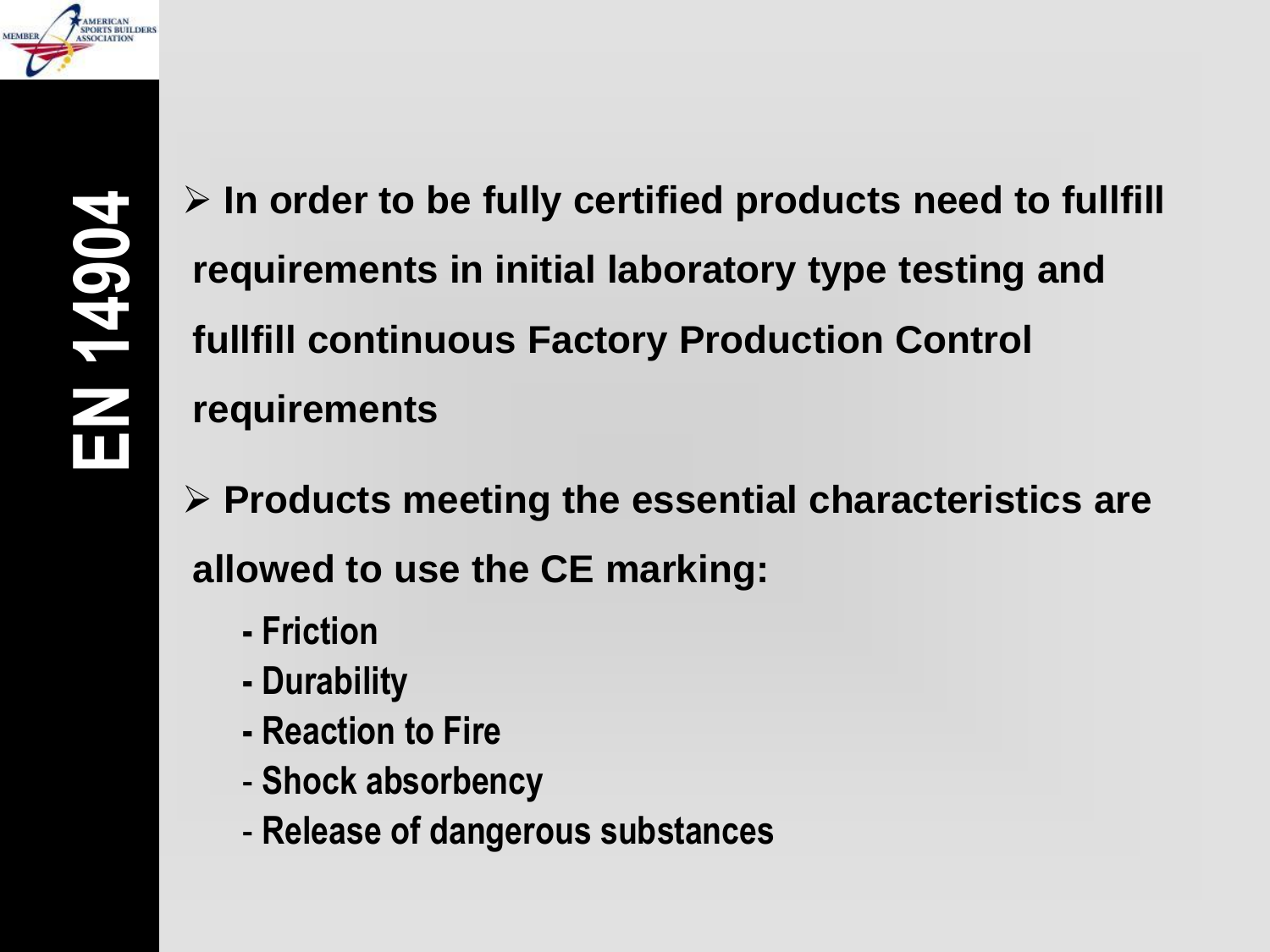# EN 14904

- In order to be fully certified products need to fullfill requirements in initial laboratory type testing and fullfill continuous Factory Production Control requirements
- Products meeting the essential characteristics are allowed to use the CE marking:
  - Friction
  - Durability
  - Reaction to Fire
  - Shock absorbency
  - Release of dangerous substances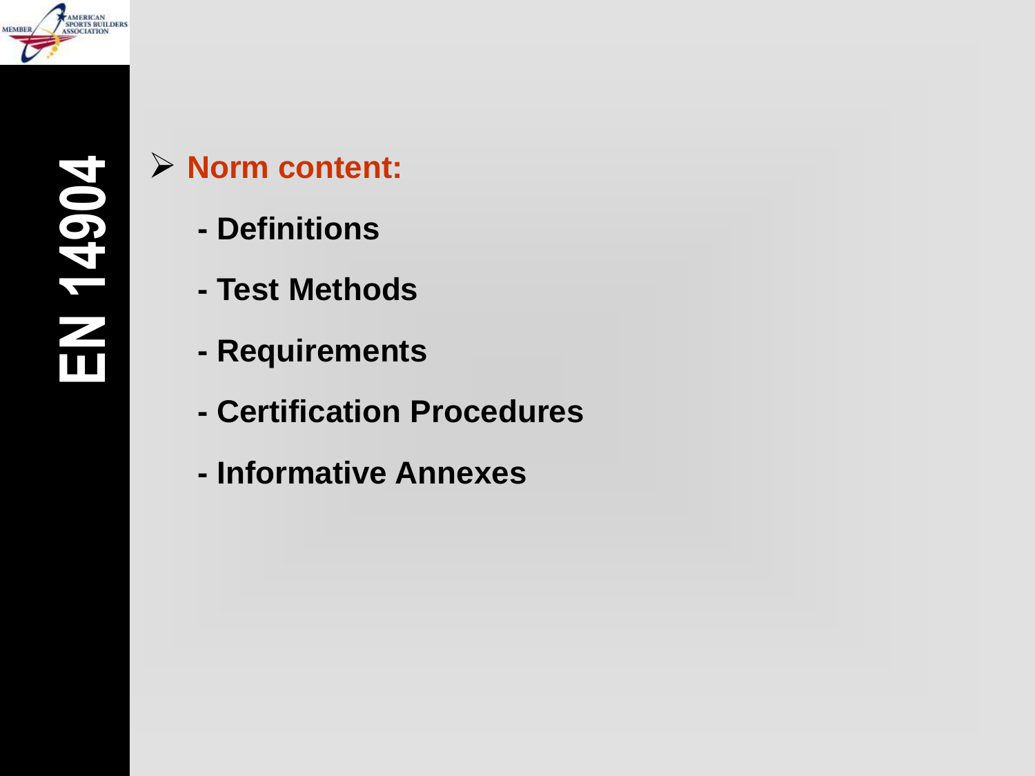# EN 14904

- **Norm content:**
  - Definitions
  - Test Methods
  - Requirements
  - Certification Procedures
  - Informative Annexes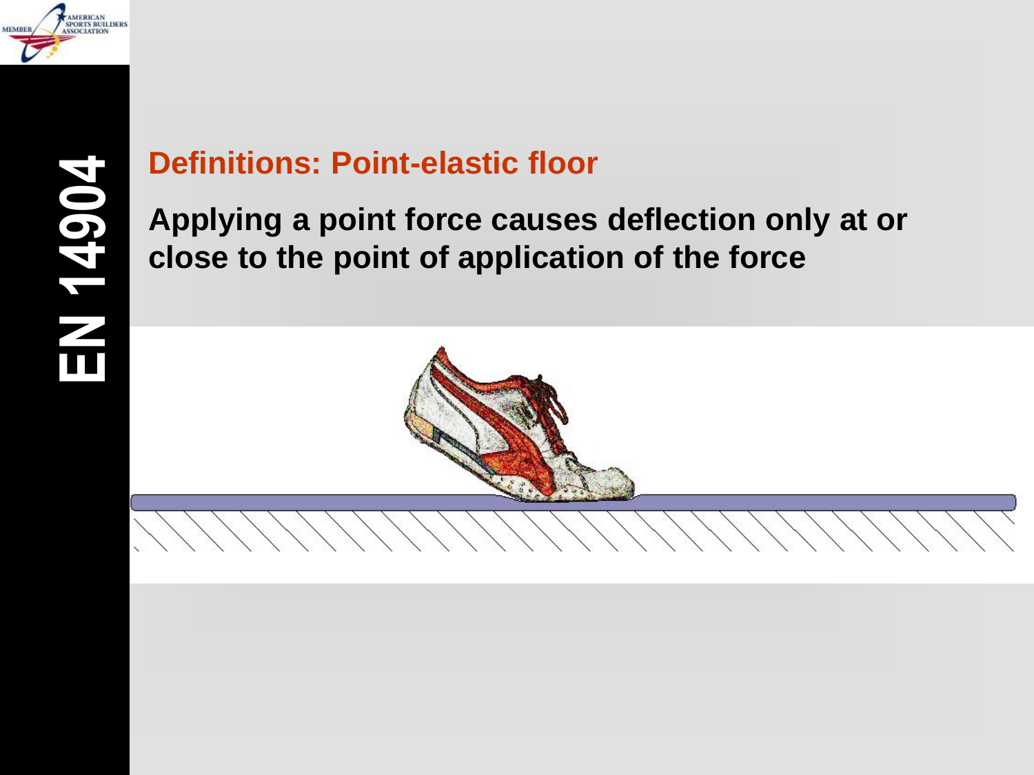## Definitions: Point-elastic floor

**Applying a point force causes deflection only at or close to the point of application of the force**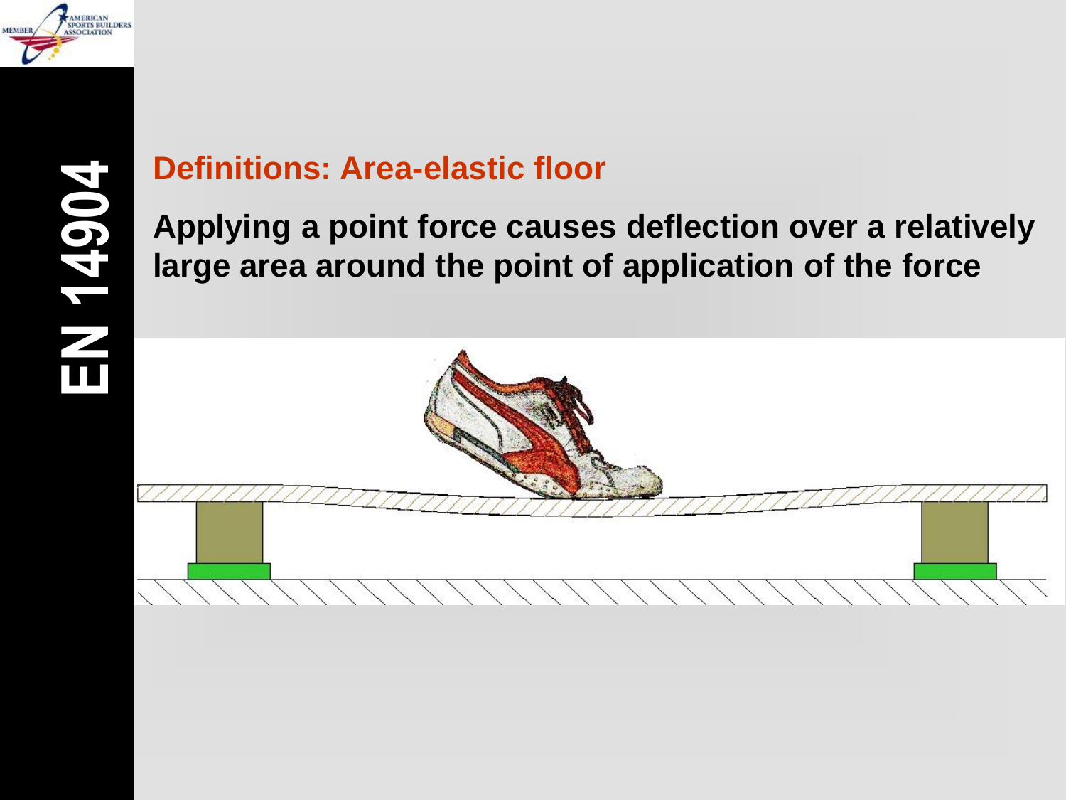## Definitions: Area-elastic floor

**Applying a point force causes deflection over a relatively large area around the point of application of the force**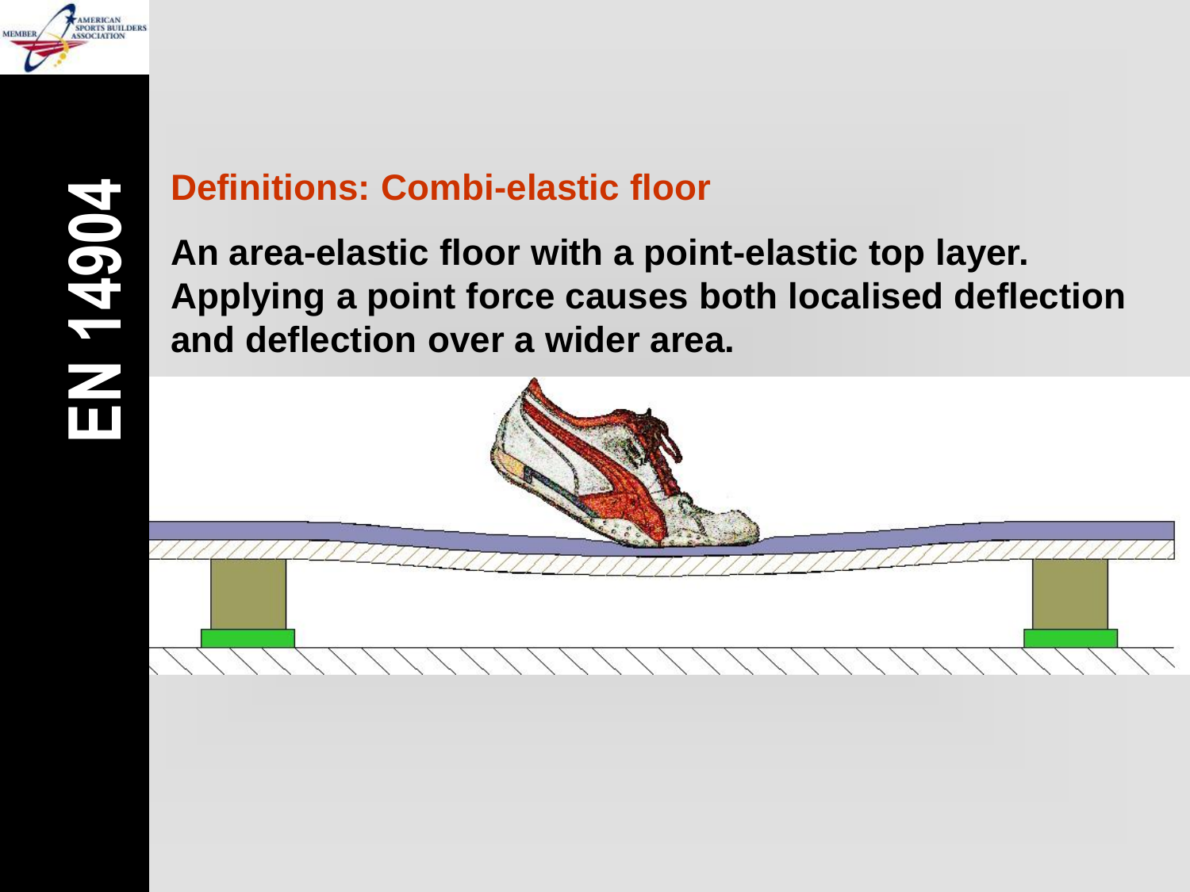## Definitions: Combi-elastic floor

**An area-elastic floor with a point-elastic top layer. Applying a point force causes both localised deflection and deflection over a wider area.**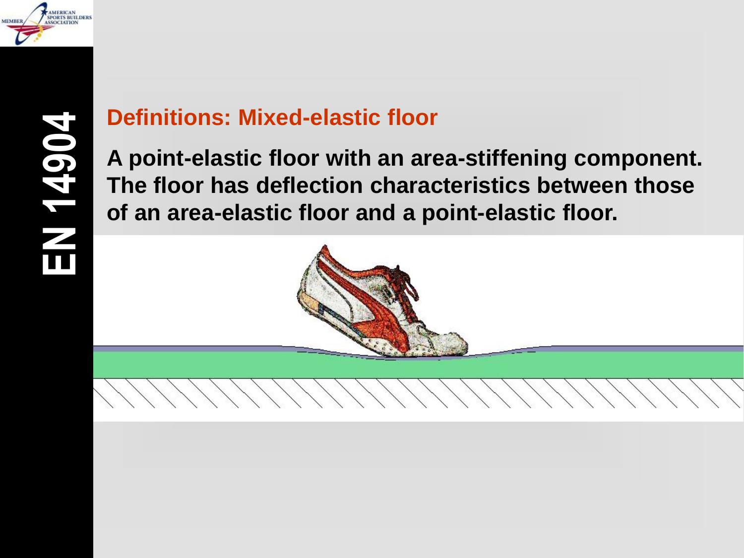## Definitions: Mixed-elastic floor

**A point-elastic floor with an area-stiffening component. The floor has deflection characteristics between those of an area-elastic floor and a point-elastic floor.**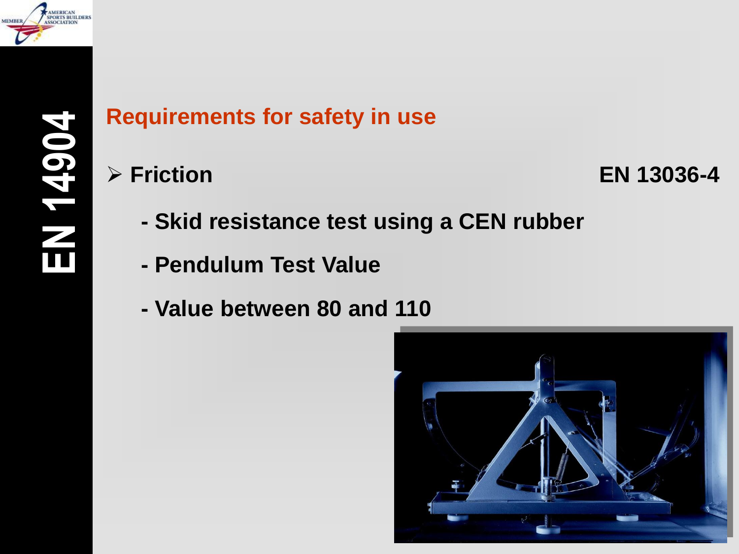# EN 14904

## Requirements for safety in use

- **Friction** **EN 13036-4**
  - **- Skid resistance test using a CEN rubber**
  - **- Pendulum Test Value**
  - **- Value between 80 and 110**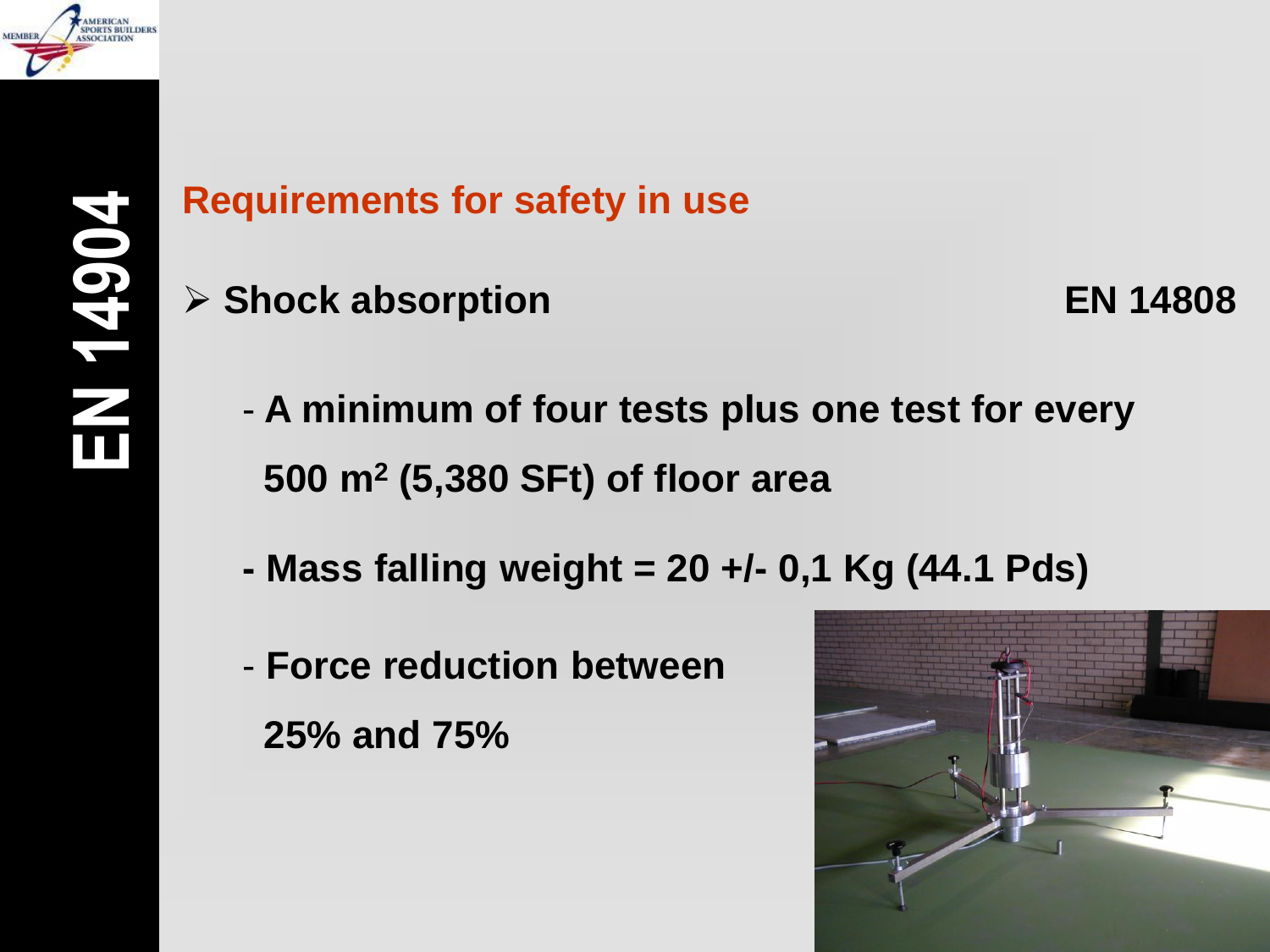# EN 14904

## Requirements for safety in use

- **Shock absorption** **EN 14808**

  - **A minimum of four tests plus one test for every 500 m$^2$ (5,380 SFt) of floor area**
  - **Mass falling weight = 20 +/- 0,1 Kg (44.1 Pds)**
  - **Force reduction between 25% and 75%**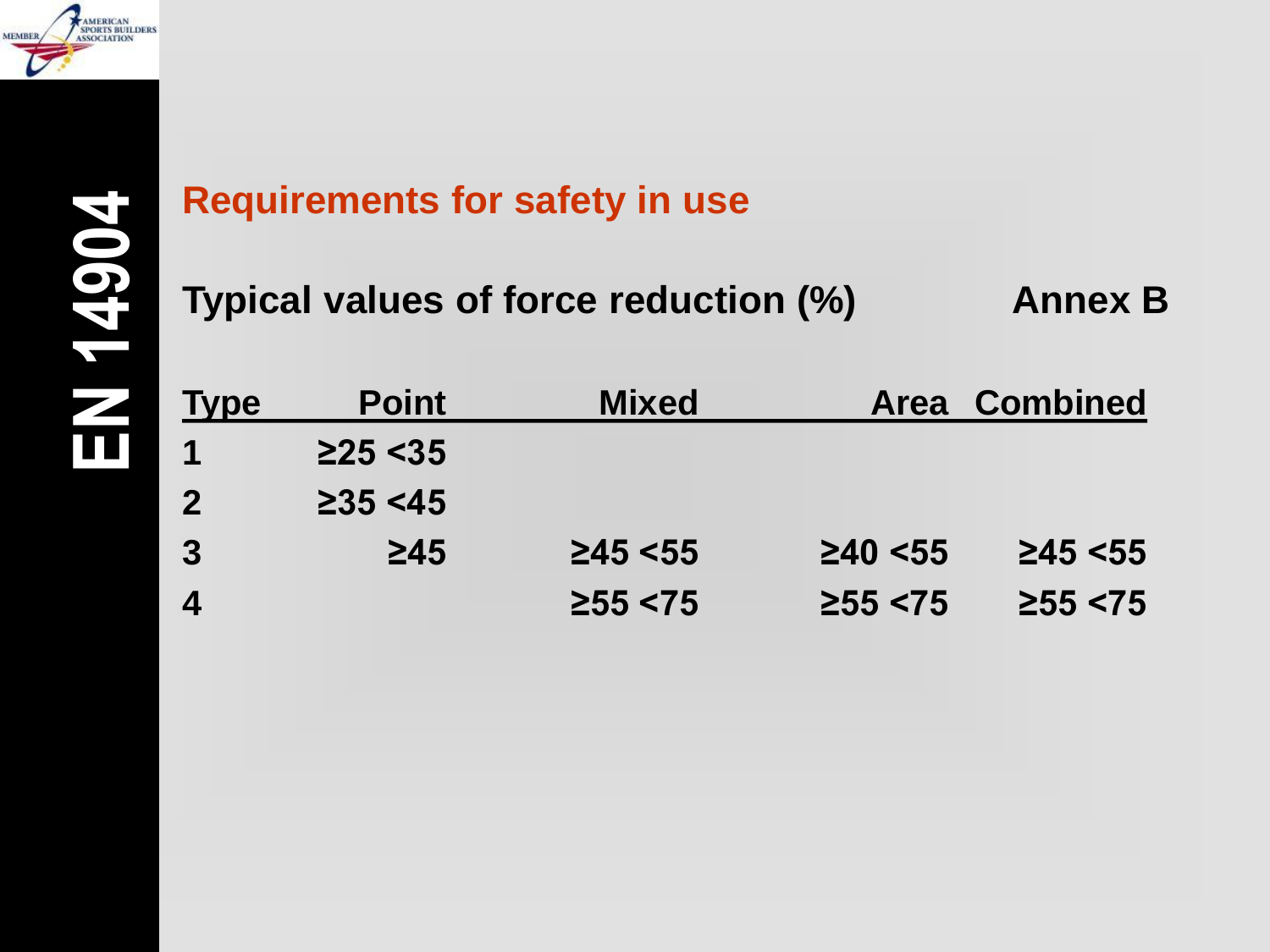EN 14904

## Requirements for safety in use

**Typical values of force reduction (%)** **Annex B**

| Type | Point | Mixed | Area | Combined |
|---|---|---|---|---|
| 1 | ≥25 <35 | | | |
| 2 | ≥35 <45 | | | |
| 3 | ≥45 | ≥45 <55 | ≥40 <55 | ≥45 <55 |
| 4 | | ≥55 <75 | ≥55 <75 | ≥55 <75 |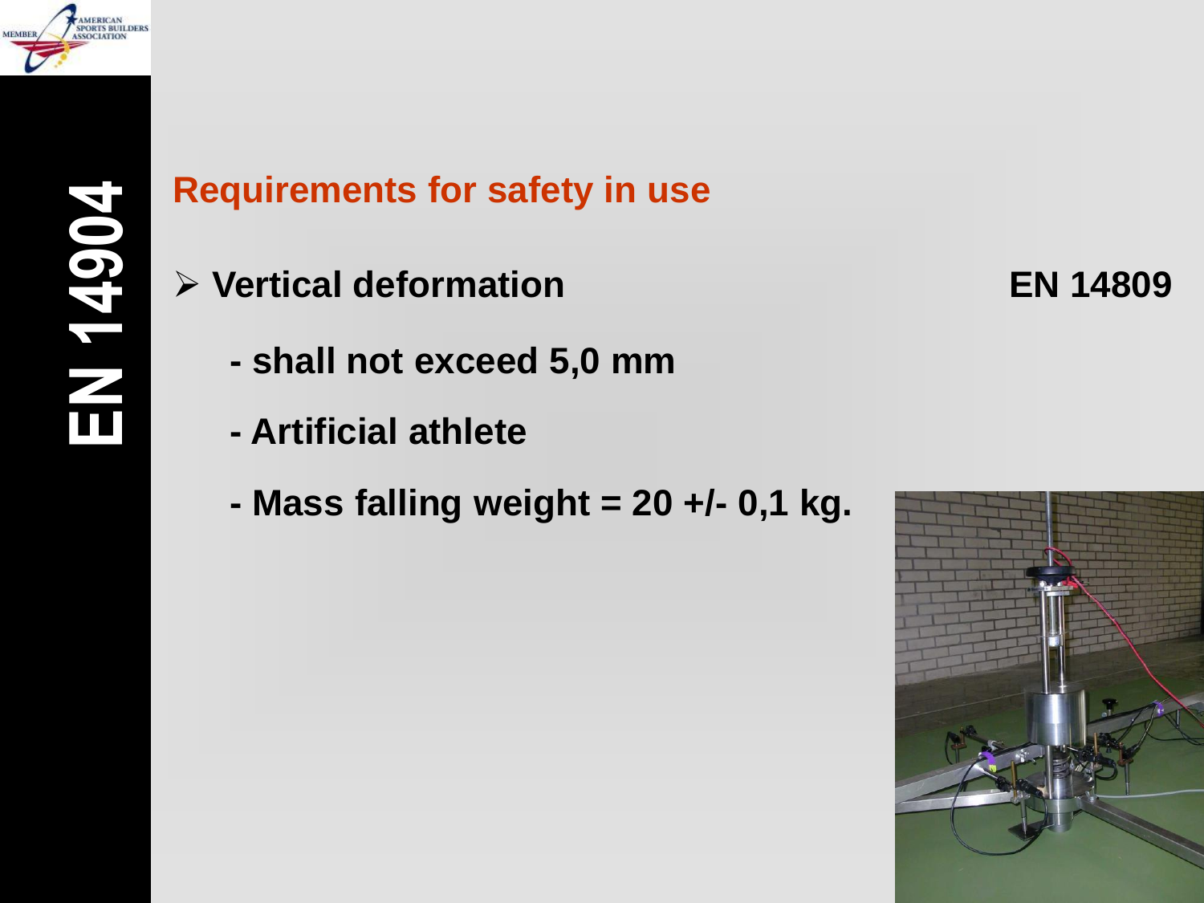# EN 14904

## Requirements for safety in use

- **Vertical deformation** **EN 14809**
  - **- shall not exceed 5,0 mm**
  - **- Artificial athlete**
  - **- Mass falling weight = 20 +/- 0,1 kg.**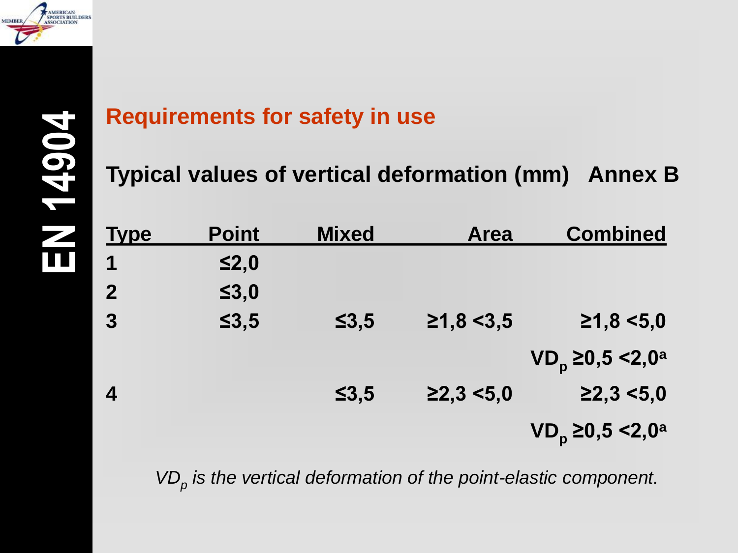## Requirements for safety in use

### Typical values of vertical deformation (mm)   Annex B

| Type | Point | Mixed | Area | Combined |
|---|---|---|---|---|
| 1 | ≤2,0 | | | |
| 2 | ≤3,0 | | | |
| 3 | ≤3,5 | ≤3,5 | ≥1,8 <3,5 | ≥1,8 <5,0 |
| | | | | $VD_p$ ≥0,5 <2,0[a] |
| 4 | | ≤3,5 | ≥2,3 <5,0 | ≥2,3 <5,0 |
| | | | | $VD_p$ ≥0,5 <2,0[a] |

*$VD_p$ is the vertical deformation of the point-elastic component.*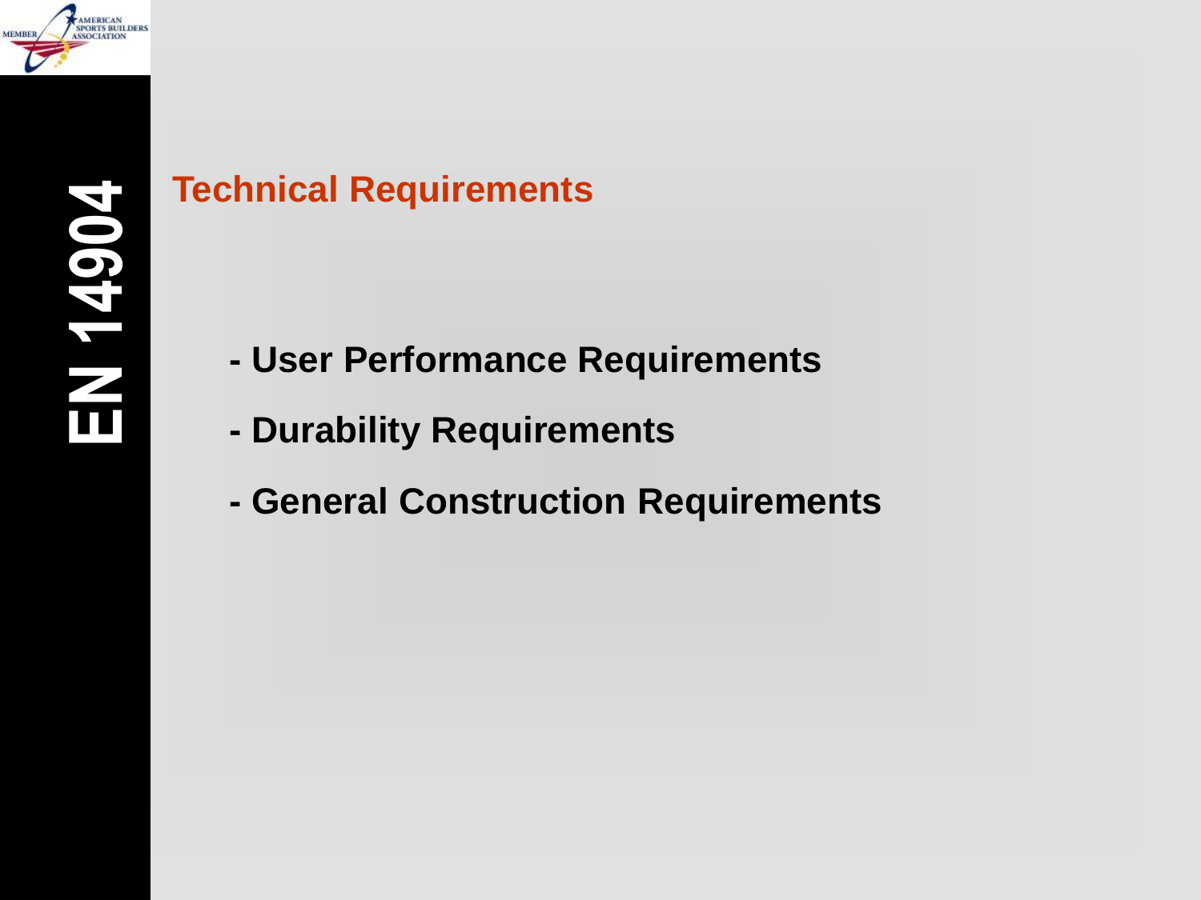## Technical Requirements

- User Performance Requirements
- Durability Requirements
- General Construction Requirements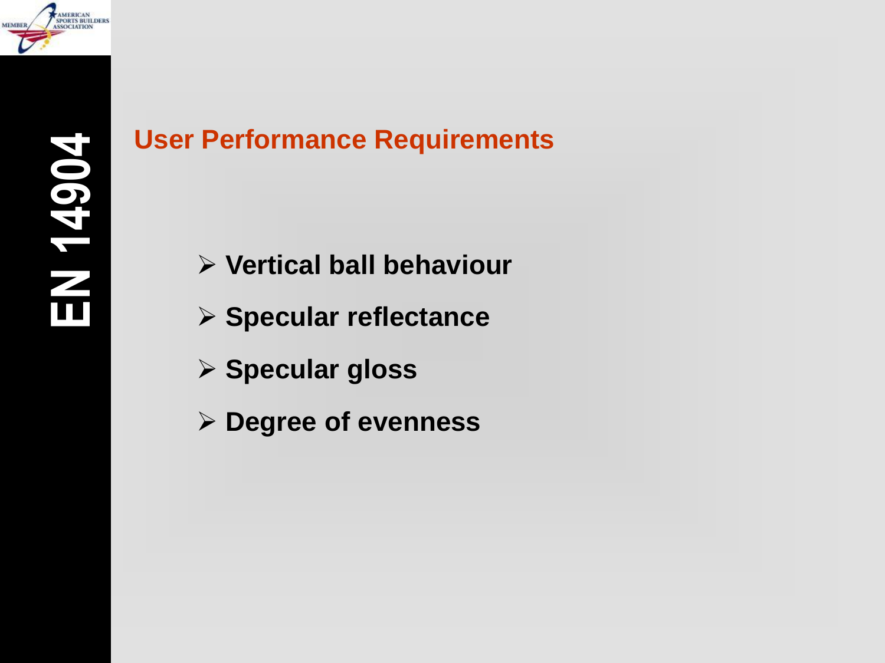# EN 14904

## User Performance Requirements

- **Vertical ball behaviour**
- **Specular reflectance**
- **Specular gloss**
- **Degree of evenness**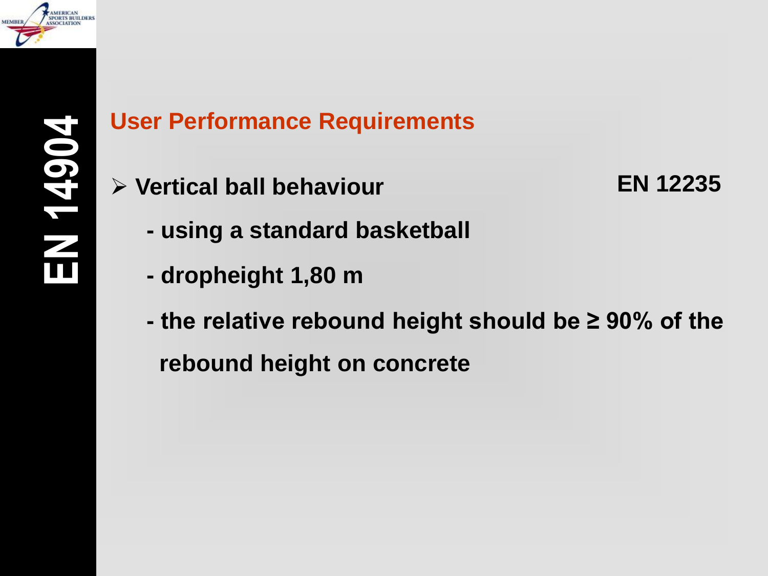# EN 14904

## User Performance Requirements

- **Vertical ball behaviour** **EN 12235**
  - **- using a standard basketball**
  - **- dropheight 1,80 m**
  - **- the relative rebound height should be ≥ 90% of the rebound height on concrete**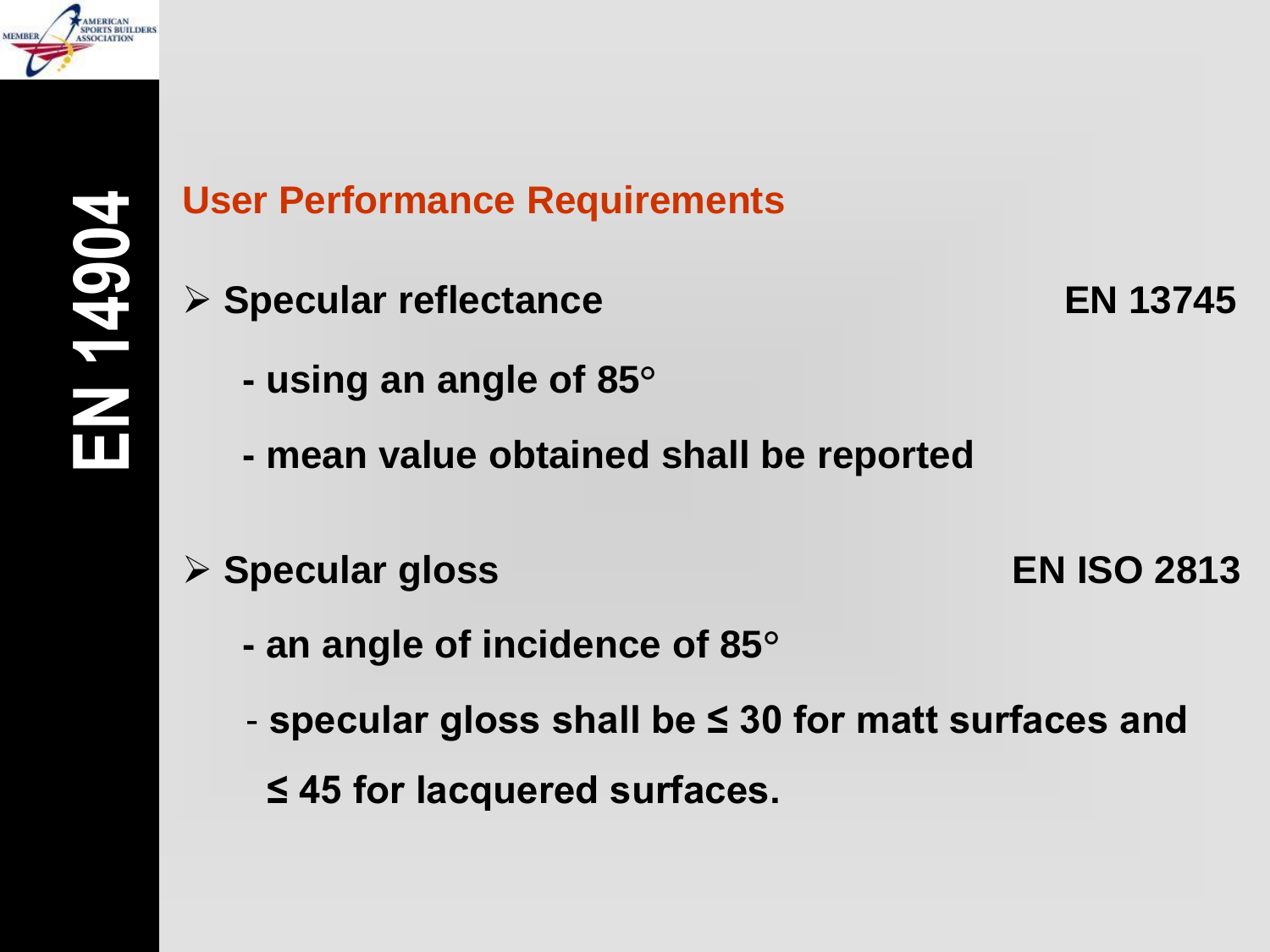# EN 14904

## User Performance Requirements

- **Specular reflectance** — **EN 13745**
  - **- using an angle of 85°**
  - **- mean value obtained shall be reported**

- **Specular gloss** — **EN ISO 2813**
  - **- an angle of incidence of 85°**
  - **- specular gloss shall be ≤ 30 for matt surfaces and ≤ 45 for lacquered surfaces.**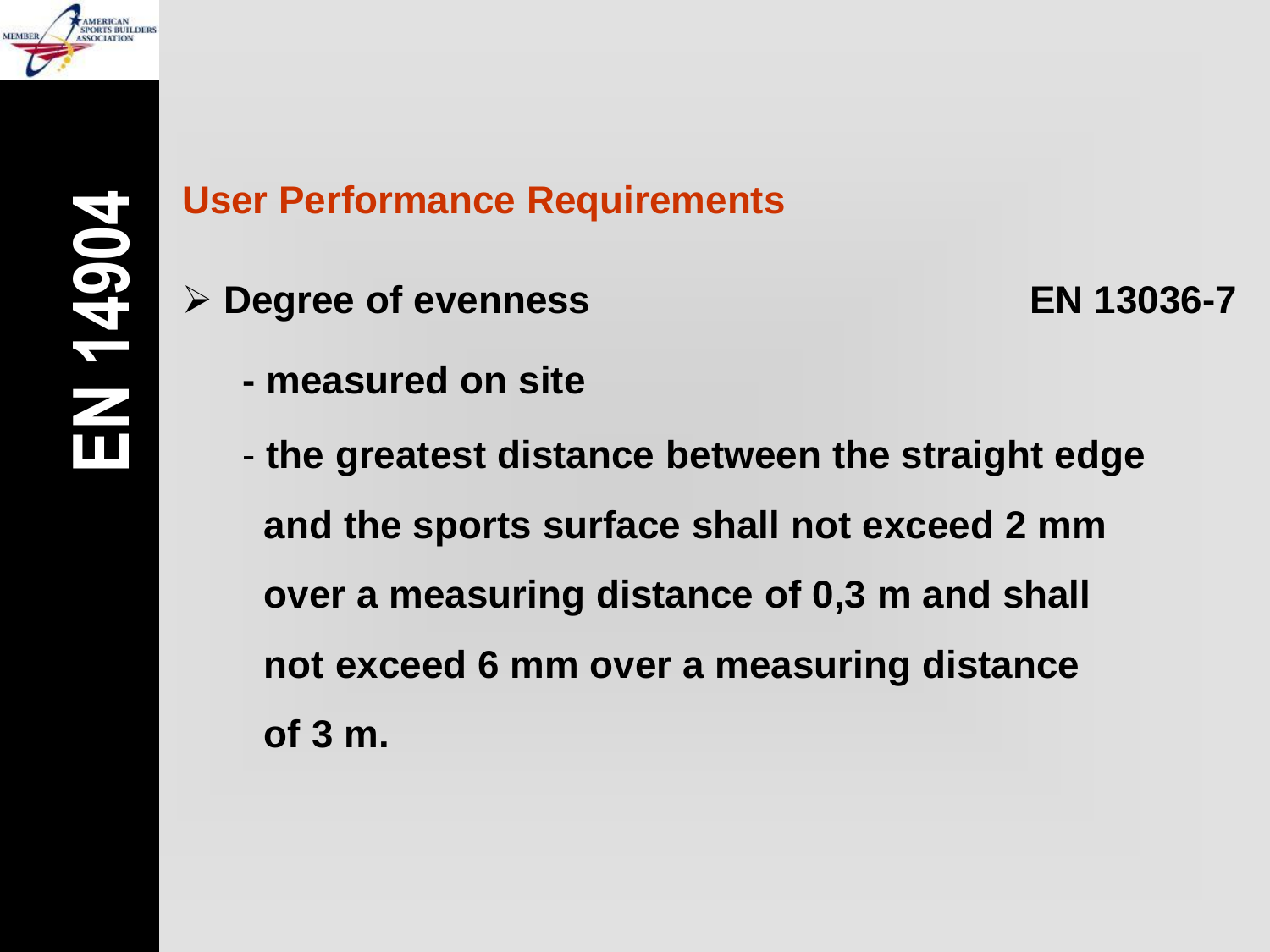## User Performance Requirements

- **Degree of evenness** **EN 13036-7**
  - **measured on site**
  - **the greatest distance between the straight edge and the sports surface shall not exceed 2 mm over a measuring distance of 0,3 m and shall not exceed 6 mm over a measuring distance of 3 m.**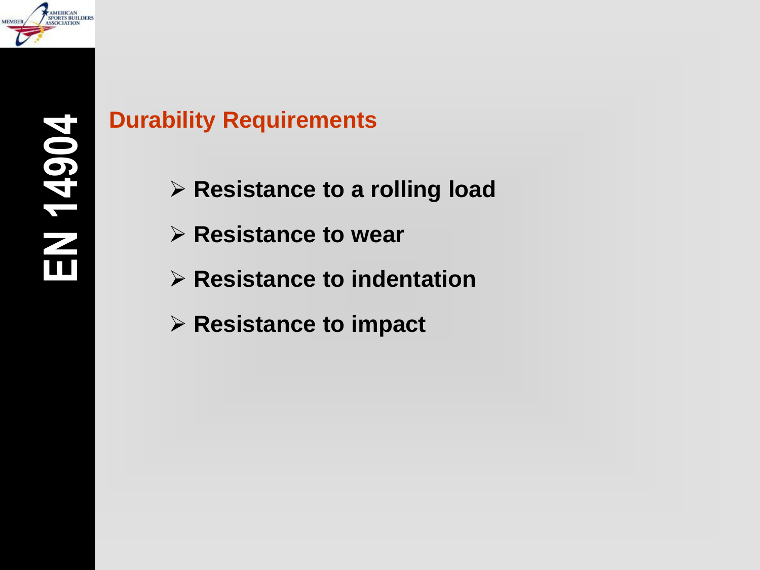## Durability Requirements

- Resistance to a rolling load
- Resistance to wear
- Resistance to indentation
- Resistance to impact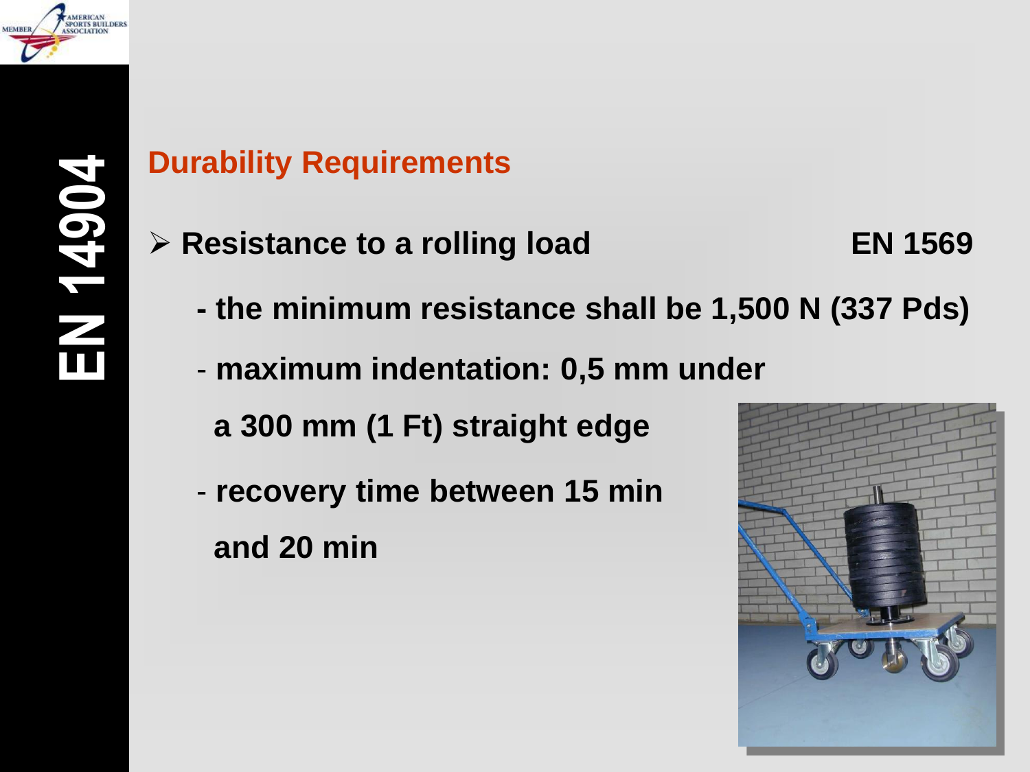## EN 14904

## Durability Requirements

- **Resistance to a rolling load** **EN 1569**
  - **the minimum resistance shall be 1,500 N (337 Pds)**
  - **maximum indentation: 0,5 mm under a 300 mm (1 Ft) straight edge**
  - **recovery time between 15 min and 20 min**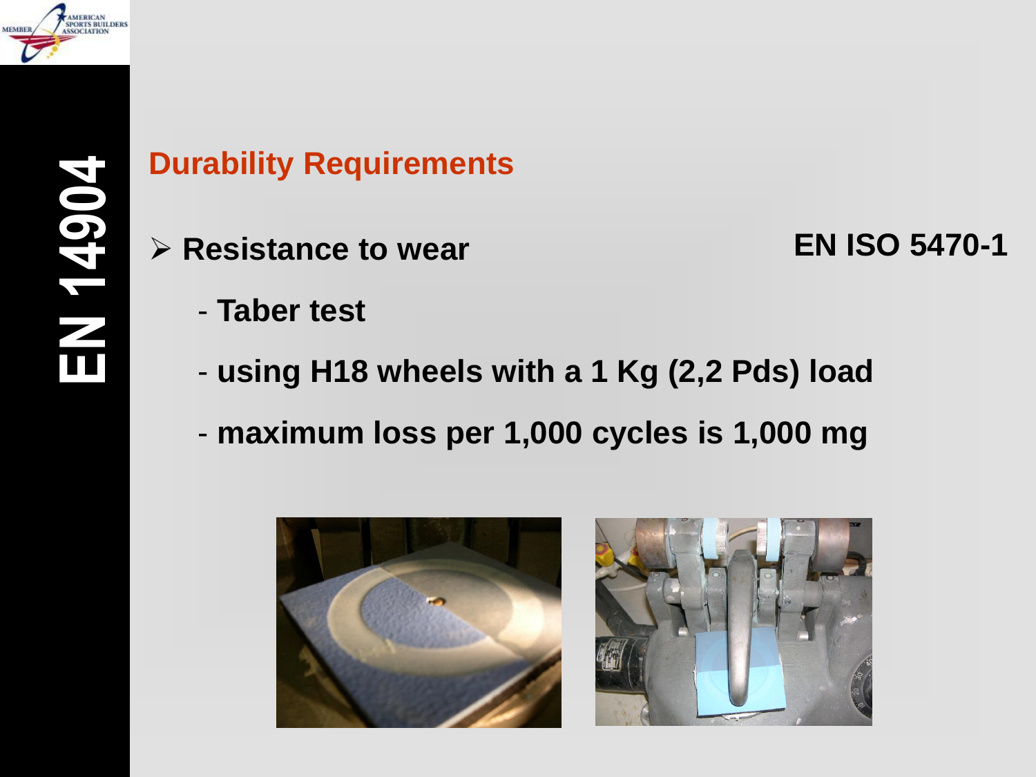## Durability Requirements

- **Resistance to wear** **EN ISO 5470-1**
  - **Taber test**
  - **using H18 wheels with a 1 Kg (2,2 Pds) load**
  - **maximum loss per 1,000 cycles is 1,000 mg**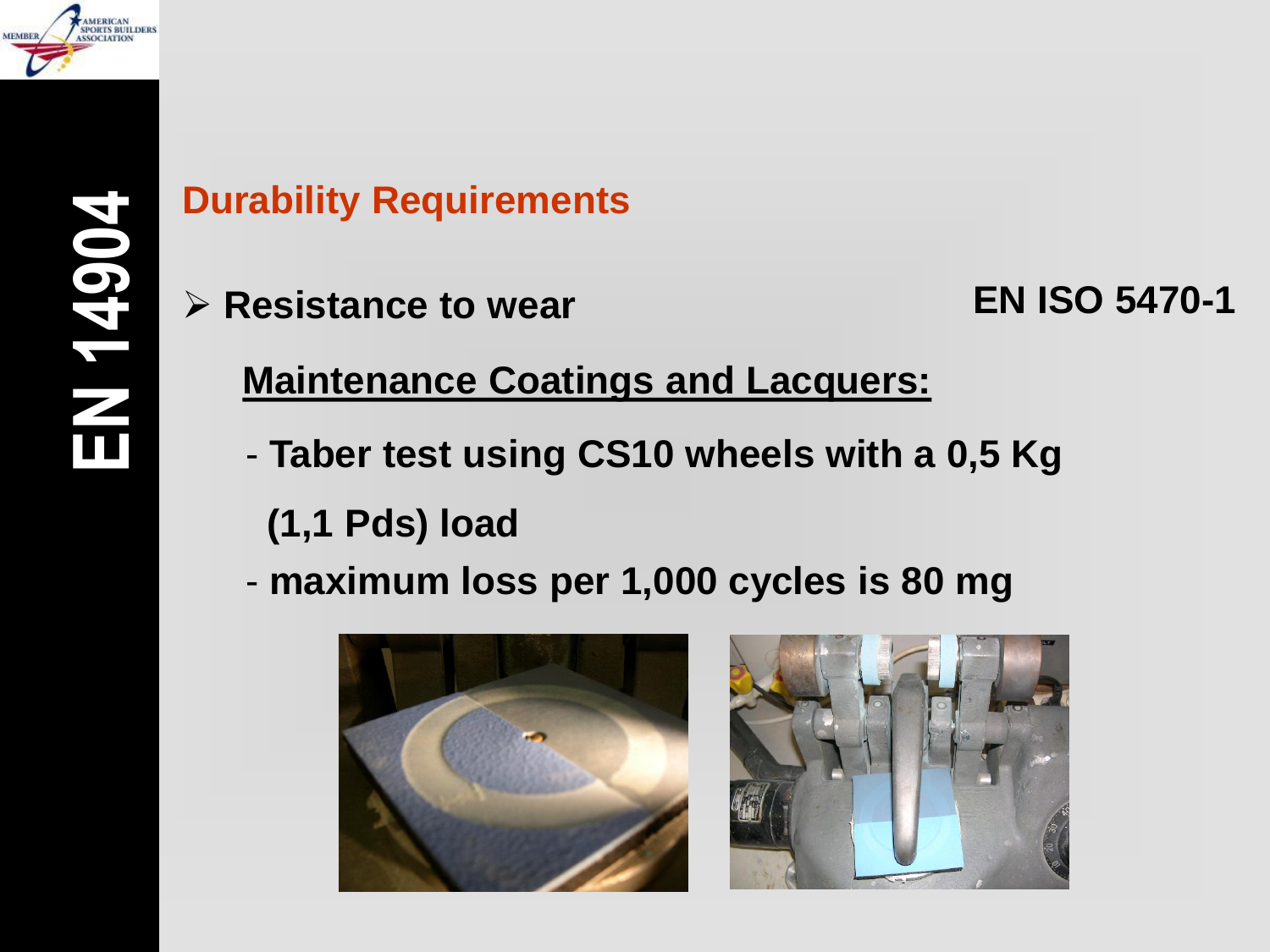EN 14904

## Durability Requirements

- **Resistance to wear** **EN ISO 5470-1**

**Maintenance Coatings and Lacquers:**

- **Taber test using CS10 wheels with a 0,5 Kg (1,1 Pds) load**
- **maximum loss per 1,000 cycles is 80 mg**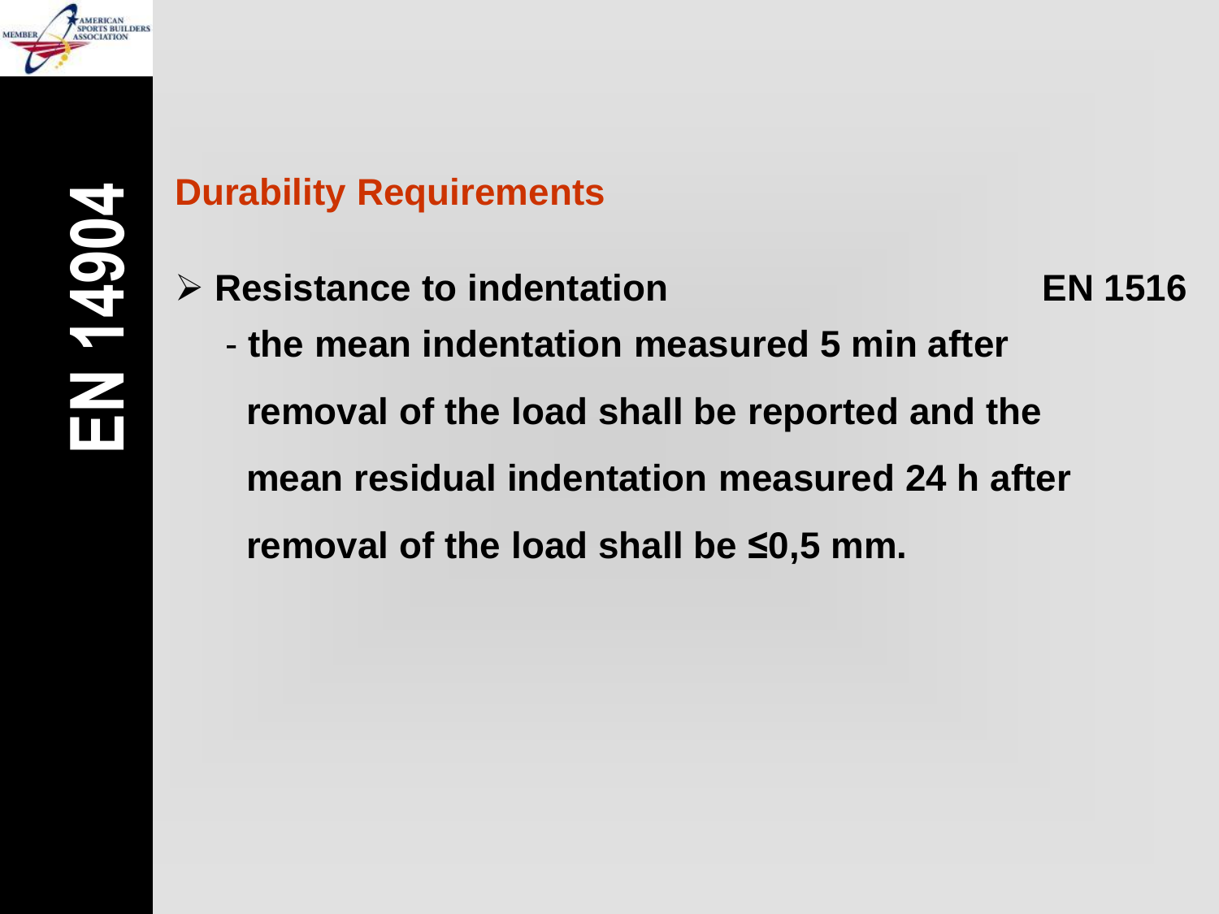## Durability Requirements

- **Resistance to indentation** **EN 1516**
  - **the mean indentation measured 5 min after removal of the load shall be reported and the mean residual indentation measured 24 h after removal of the load shall be ≤0,5 mm.**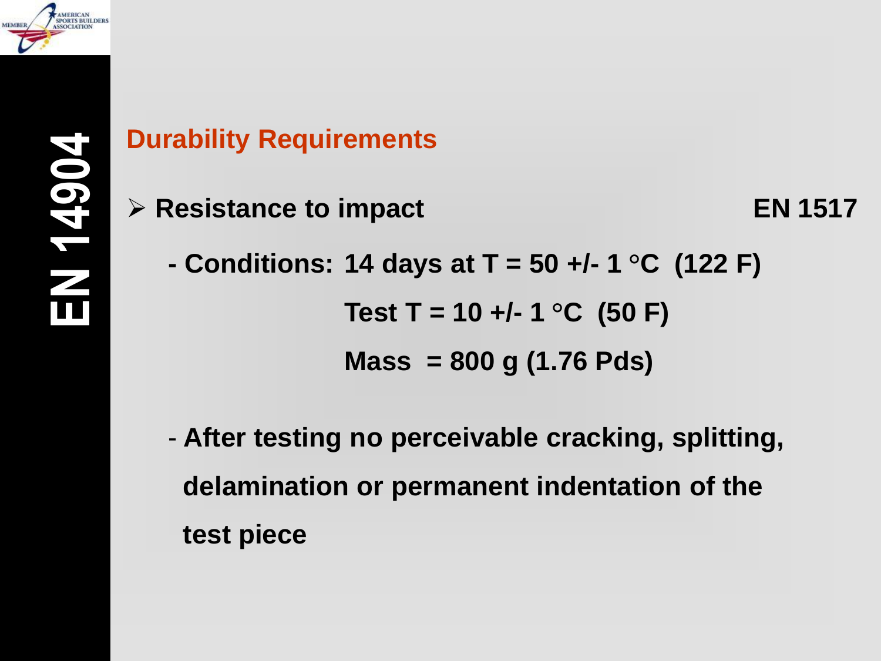# EN 14904

## Durability Requirements

- **Resistance to impact** **EN 1517**
  - **Conditions: 14 days at T = 50 +/- 1 °C (122 F)**

    **Test T = 10 +/- 1 °C (50 F)**

    **Mass = 800 g (1.76 Pds)**

  - **After testing no perceivable cracking, splitting, delamination or permanent indentation of the test piece**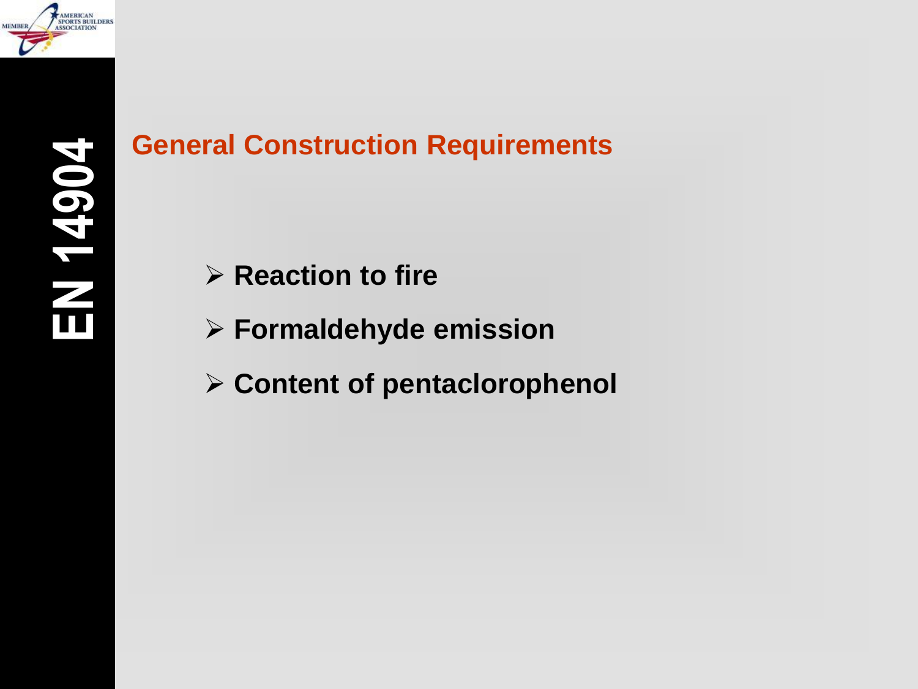EN 14904

## General Construction Requirements

- Reaction to fire
- Formaldehyde emission
- Content of pentaclorophenol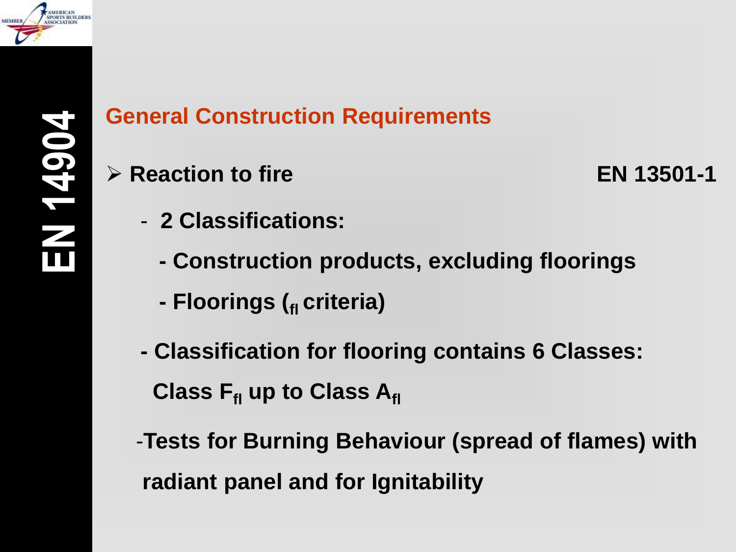# EN 14904

## General Construction Requirements

- **Reaction to fire** **EN 13501-1**

  - **2 Classifications:**
    - **Construction products, excluding floorings**
    - **Floorings ($_{fl}$ criteria)**

  - **Classification for flooring contains 6 Classes: Class $F_{fl}$ up to Class $A_{fl}$**

  - **Tests for Burning Behaviour (spread of flames) with radiant panel and for Ignitability**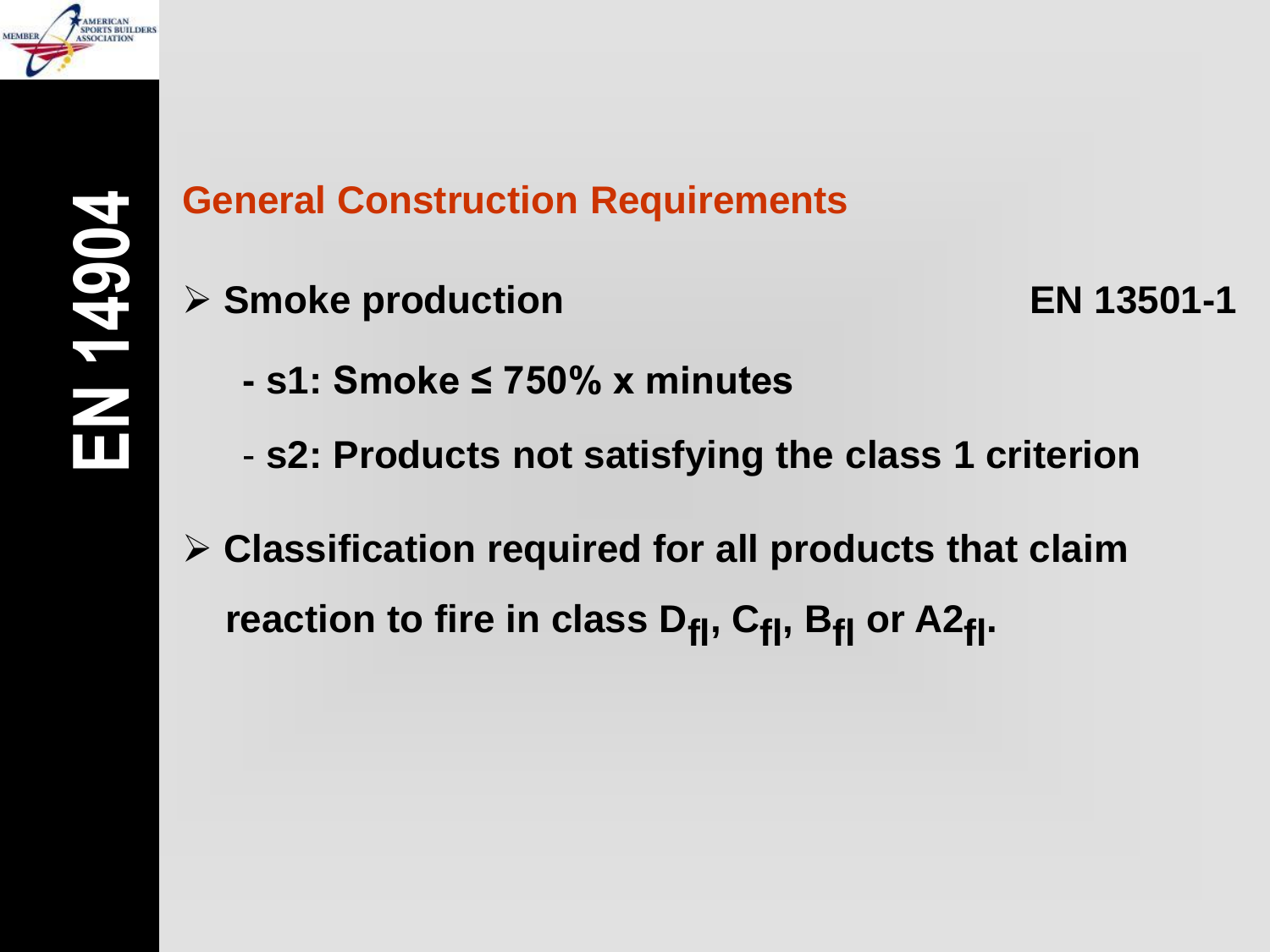# EN 14904

## General Construction Requirements

- **Smoke production** **EN 13501-1**
  - **s1: Smoke ≤ 750% x minutes**
  - **s2: Products not satisfying the class 1 criterion**
- **Classification required for all products that claim reaction to fire in class $D_{fl}$, $C_{fl}$, $B_{fl}$ or $A2_{fl}$.**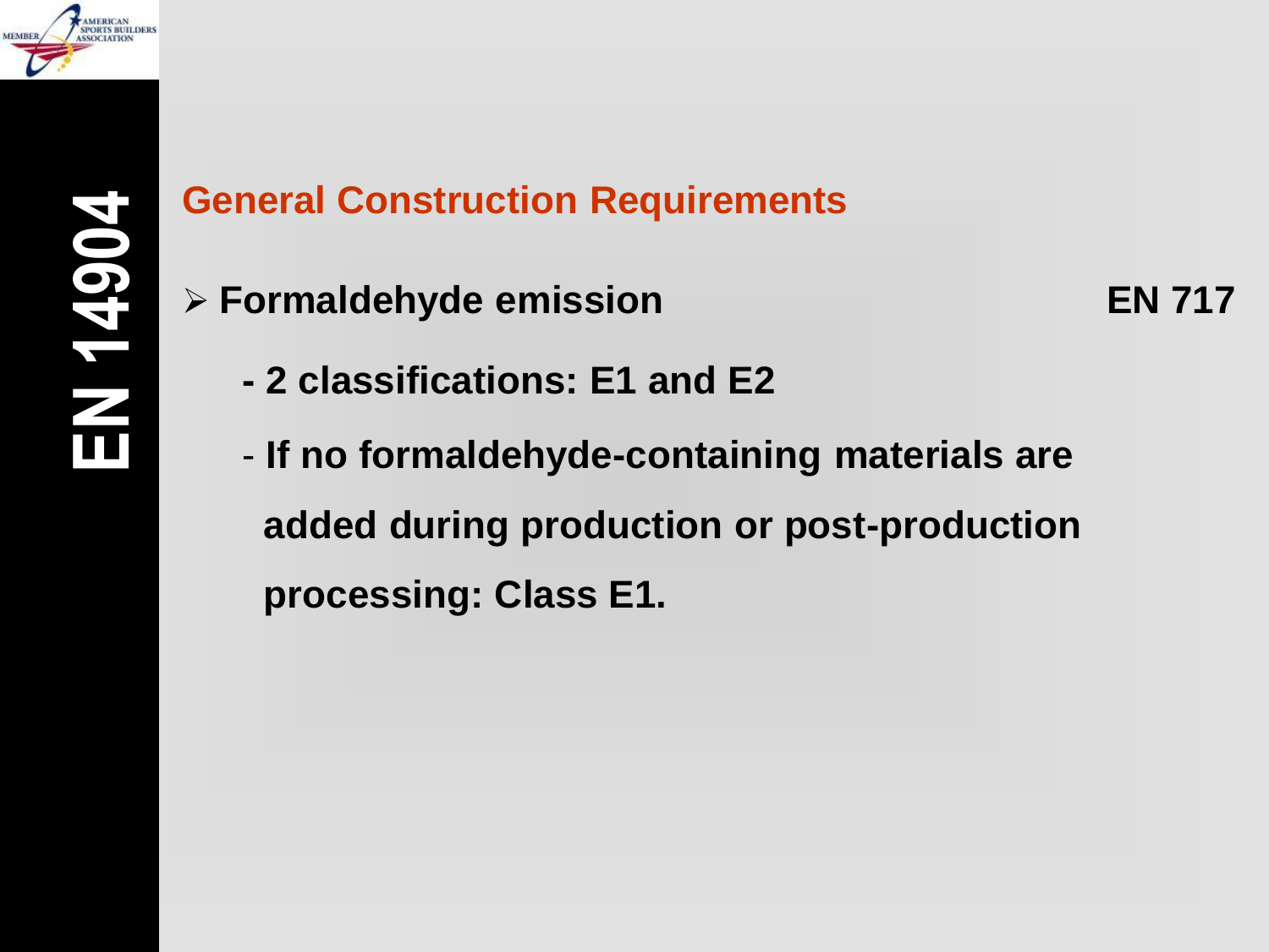# EN 14904

## General Construction Requirements

- **Formaldehyde emission** **EN 717**
  - **2 classifications: E1 and E2**
  - **If no formaldehyde-containing materials are added during production or post-production processing: Class E1.**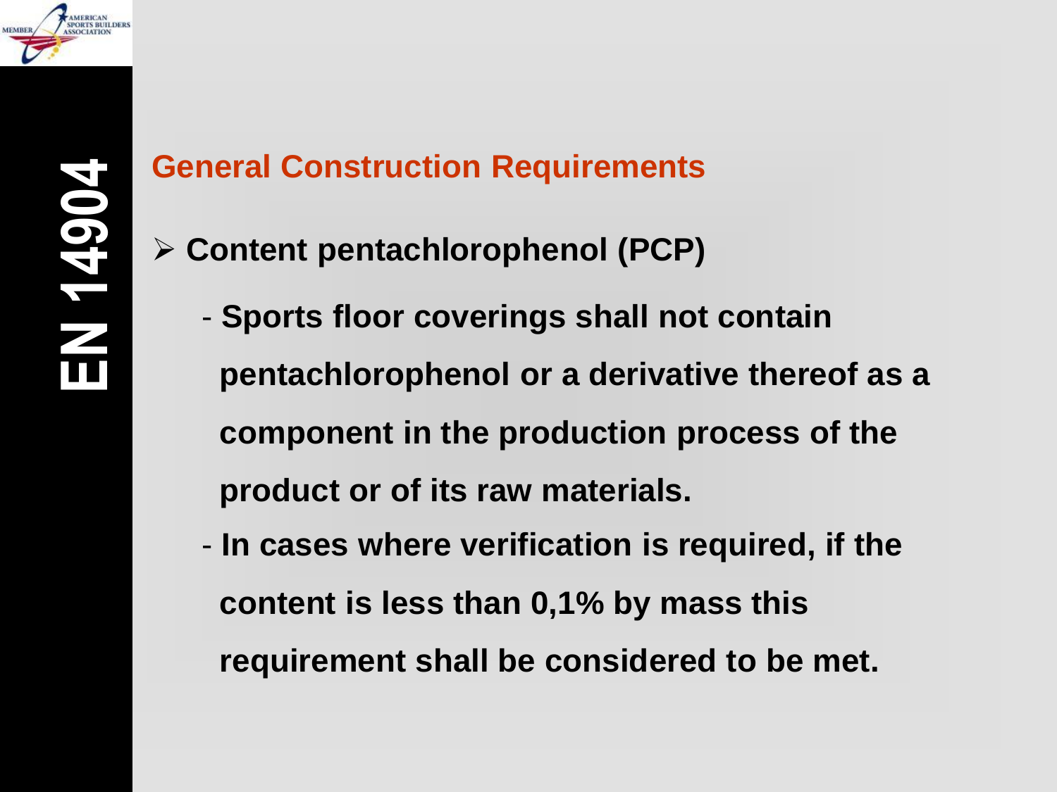EN 14904

## General Construction Requirements

- **Content pentachlorophenol (PCP)**
  - **Sports floor coverings shall not contain pentachlorophenol or a derivative thereof as a component in the production process of the product or of its raw materials.**
  - **In cases where verification is required, if the content is less than 0,1% by mass this requirement shall be considered to be met.**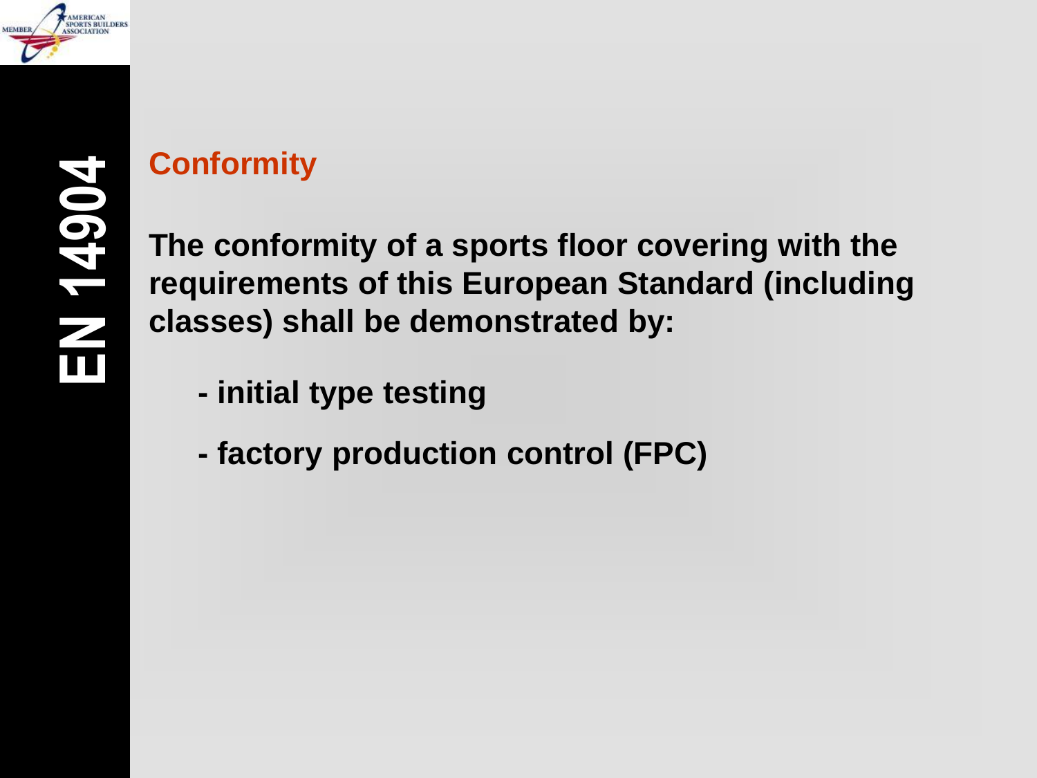## Conformity

**The conformity of a sports floor covering with the requirements of this European Standard (including classes) shall be demonstrated by:**

- **initial type testing**
- **factory production control (FPC)**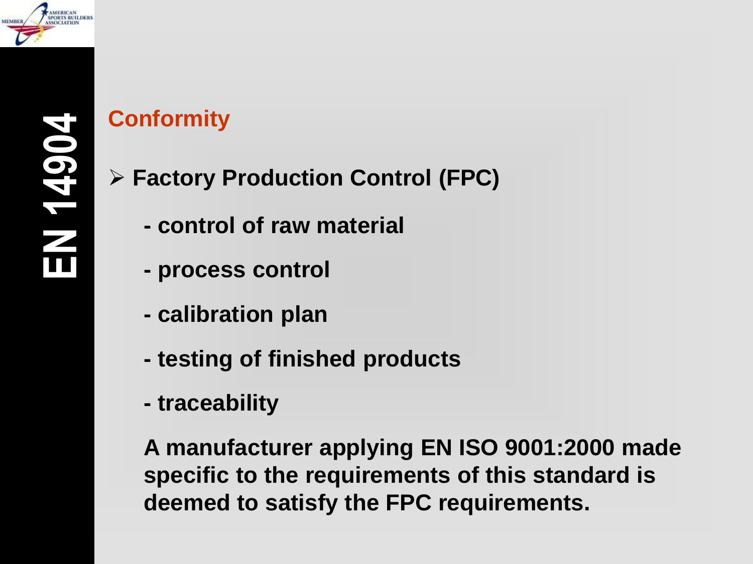## Conformity

- **Factory Production Control (FPC)**

  **- control of raw material**

  **- process control**

  **- calibration plan**

  **- testing of finished products**

  **- traceability**

  **A manufacturer applying EN ISO 9001:2000 made specific to the requirements of this standard is deemed to satisfy the FPC requirements.**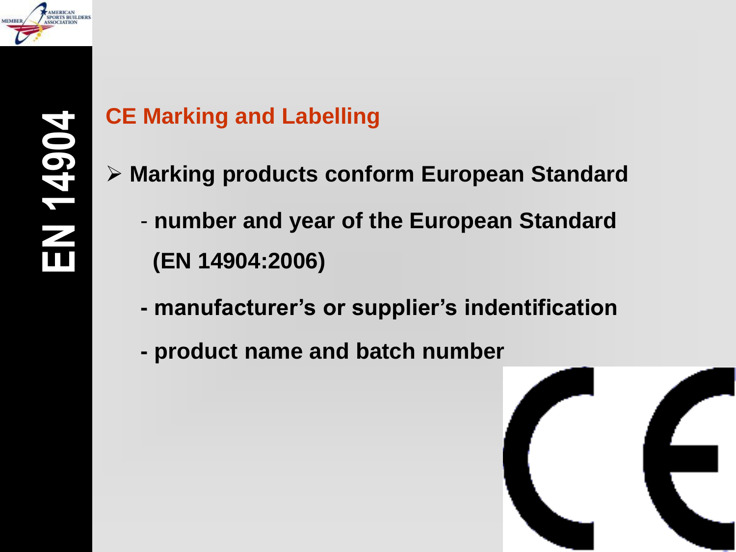## CE Marking and Labelling

- **Marking products conform European Standard**
  - **number and year of the European Standard (EN 14904:2006)**
  - **manufacturer's or supplier's indentification**
  - **product name and batch number**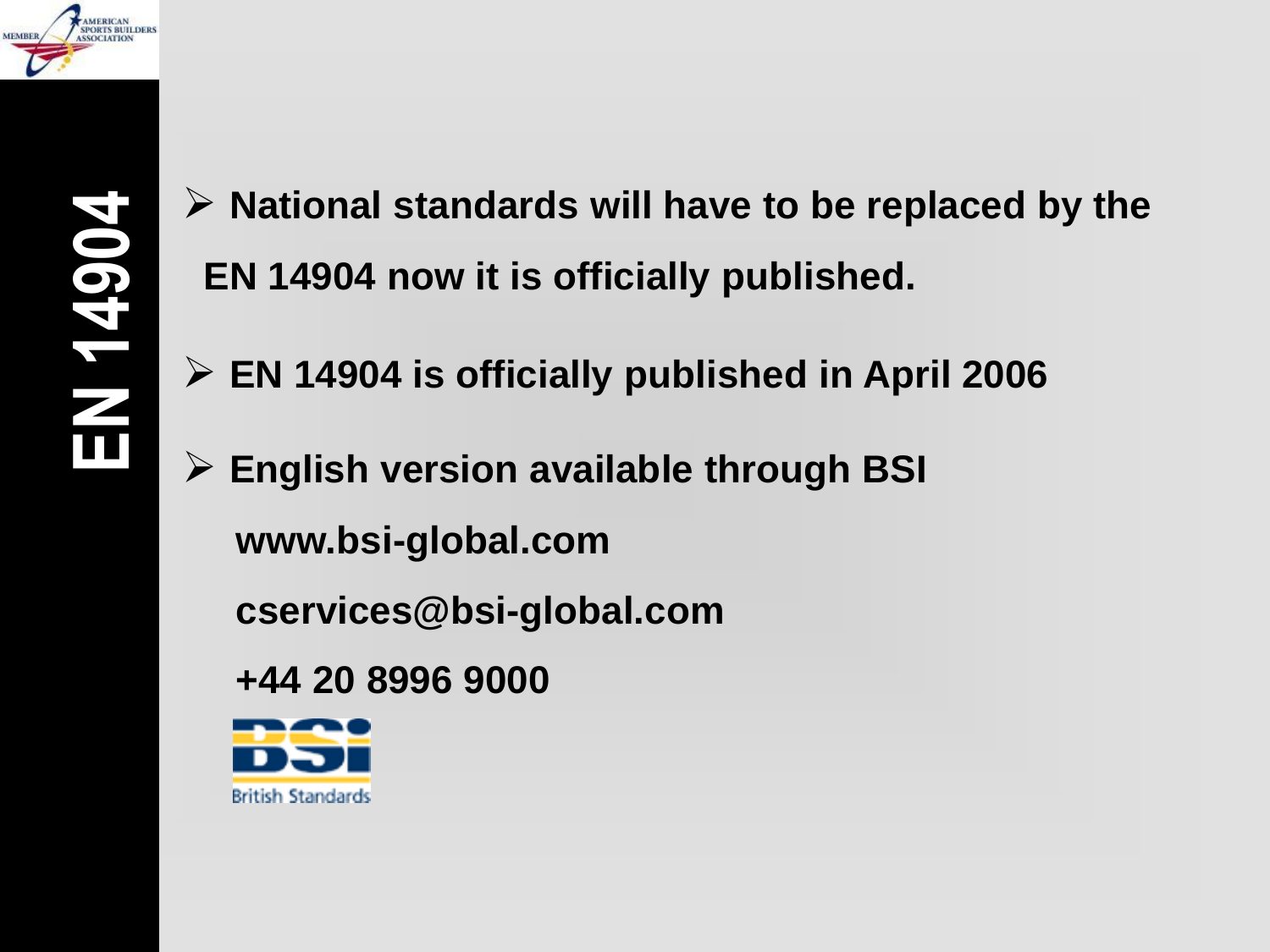# EN 14904

- National standards will have to be replaced by the EN 14904 now it is officially published.
- EN 14904 is officially published in April 2006
- English version available through BSI

  www.bsi-global.com

  cservices@bsi-global.com

  +44 20 8996 9000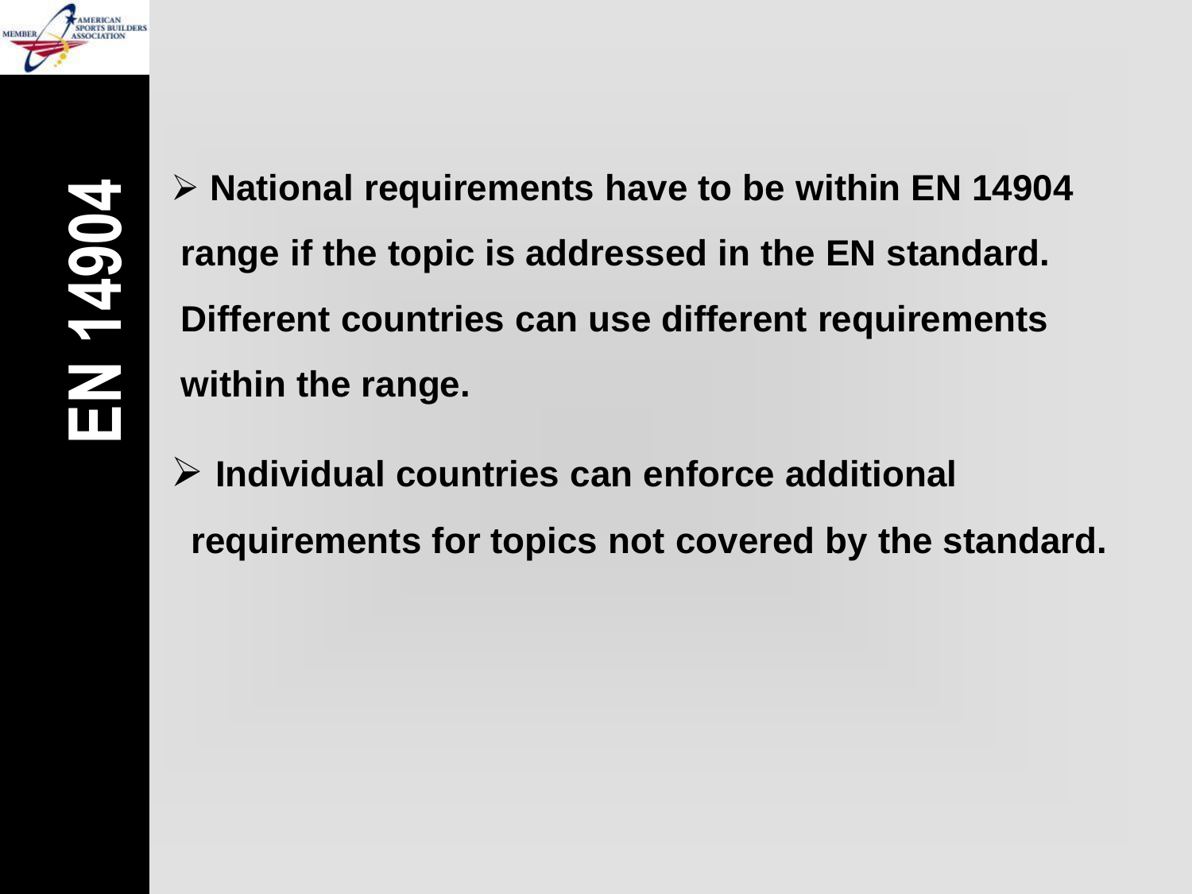# EN 14904

- **National requirements have to be within EN 14904 range if the topic is addressed in the EN standard. Different countries can use different requirements within the range.**
- **Individual countries can enforce additional requirements for topics not covered by the standard.**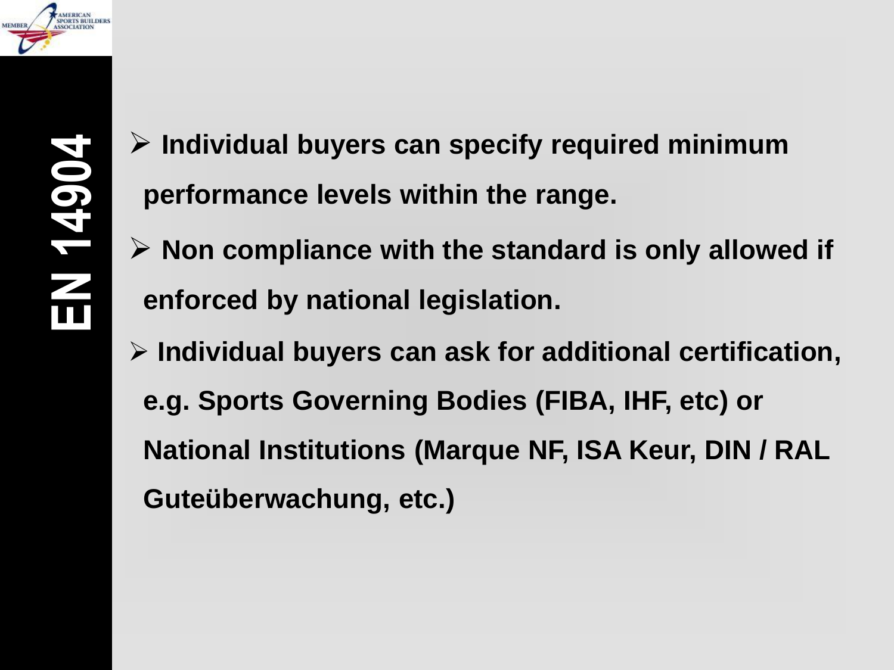# EN 14904

- **Individual buyers can specify required minimum performance levels within the range.**
- **Non compliance with the standard is only allowed if enforced by national legislation.**
- **Individual buyers can ask for additional certification, e.g. Sports Governing Bodies (FIBA, IHF, etc) or National Institutions (Marque NF, ISA Keur, DIN / RAL Guteüberwachung, etc.)**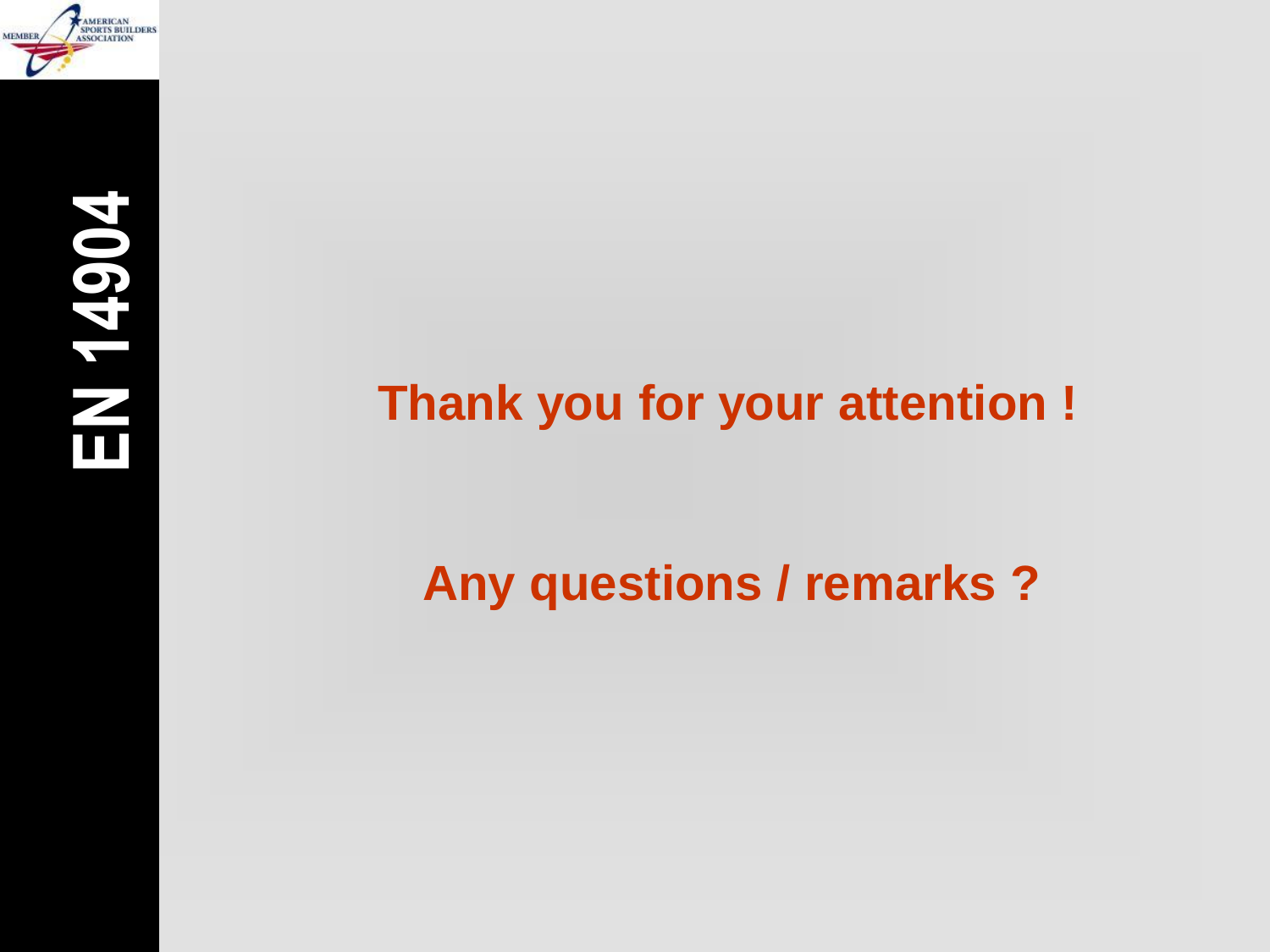**Thank you for your attention !**

**Any questions / remarks ?**